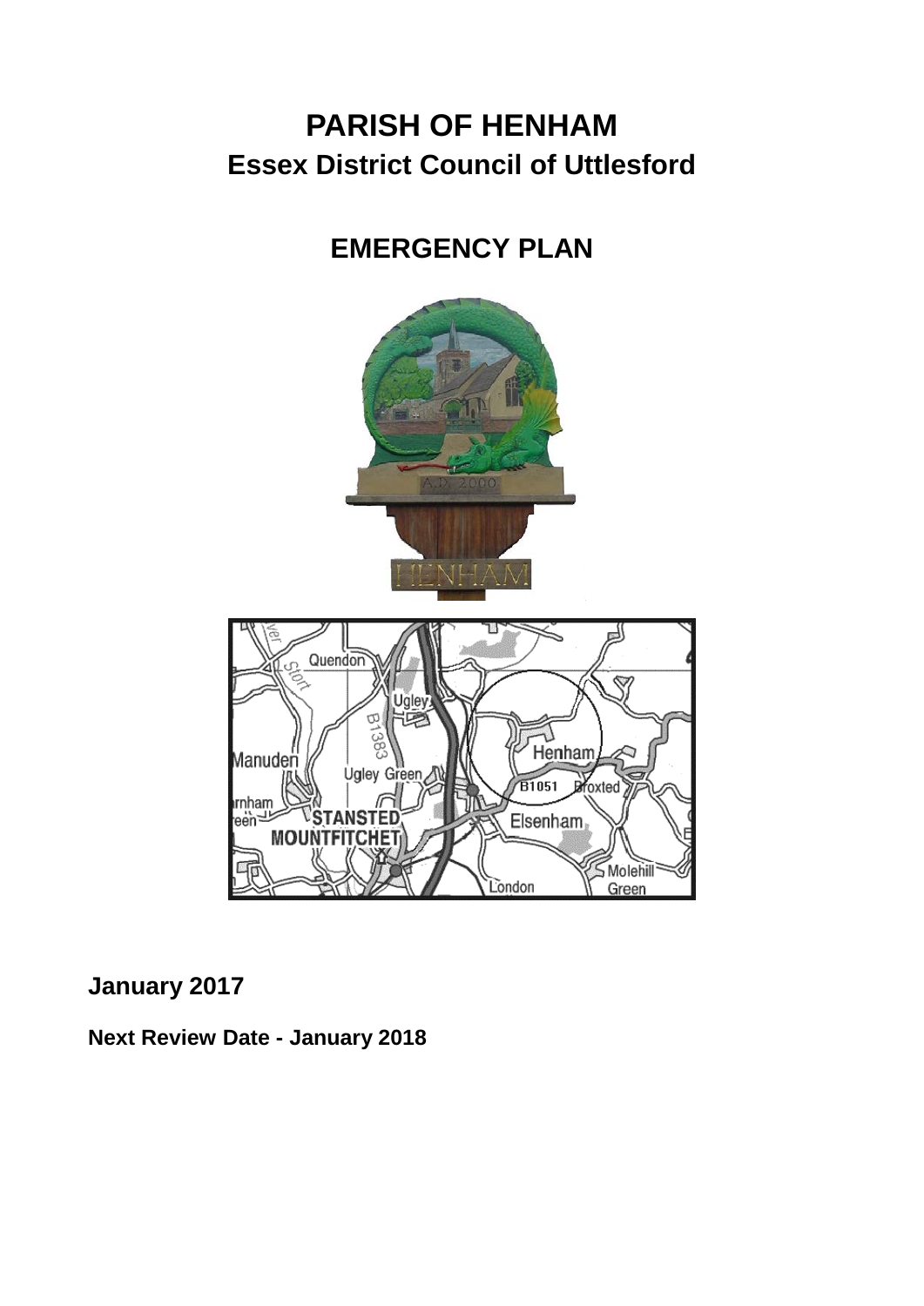# PARISH OF HENHAM

## Essex District Council of Uttlesford

## EMERGENCY PLAN

**January 2017**

**Next Review Date - January 2018**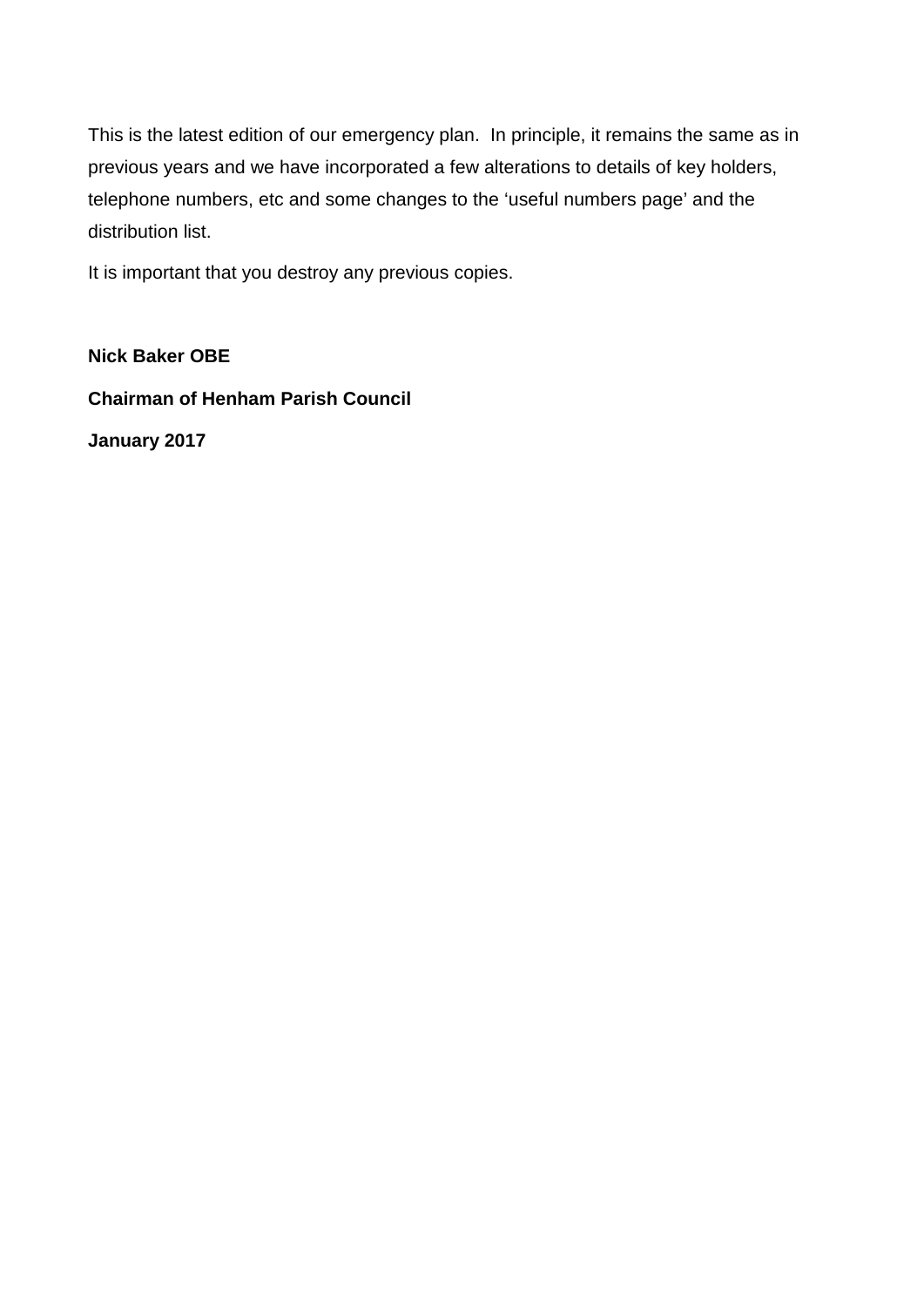This is the latest edition of our emergency plan. In principle, it remains the same as in previous years and we have incorporated a few alterations to details of key holders, telephone numbers, etc and some changes to the 'useful numbers page' and the distribution list.

It is important that you destroy any previous copies.

**Nick Baker OBE**

**Chairman of Henham Parish Council**

**January 2017**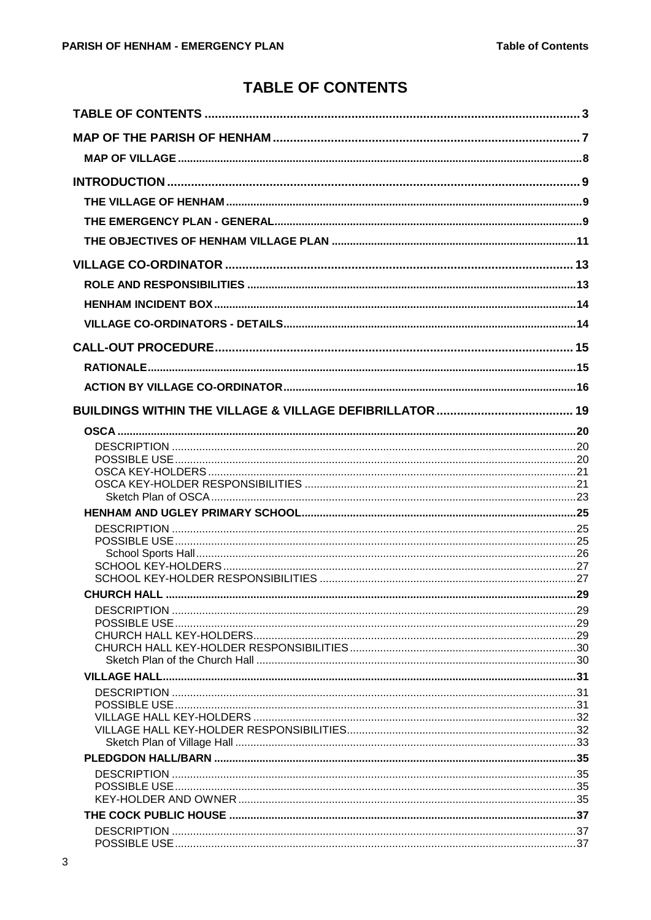# TABLE OF CONTENTS

**TABLE OF CONTENTS** ........ 3

**MAP OF THE PARISH OF HENHAM** ........ 7

- **MAP OF VILLAGE** ........ 8

**INTRODUCTION** ........ 9

- **THE VILLAGE OF HENHAM** ........ 9
- **THE EMERGENCY PLAN - GENERAL** ........ 9
- **THE OBJECTIVES OF HENHAM VILLAGE PLAN** ........ 11

**VILLAGE CO-ORDINATOR** ........ 13

- **ROLE AND RESPONSIBILITIES** ........ 13
- **HENHAM INCIDENT BOX** ........ 14
- **VILLAGE CO-ORDINATORS - DETAILS** ........ 14

**CALL-OUT PROCEDURE** ........ 15

- **RATIONALE** ........ 15
- **ACTION BY VILLAGE CO-ORDINATOR** ........ 16

**BUILDINGS WITHIN THE VILLAGE & VILLAGE DEFIBRILLATOR** ........ 19

- **OSCA** ........ 20
  - DESCRIPTION ........ 20
  - POSSIBLE USE ........ 20
  - OSCA KEY-HOLDERS ........ 21
  - OSCA KEY-HOLDER RESPONSIBILITIES ........ 21
    - Sketch Plan of OSCA ........ 23
- **HENHAM AND UGLEY PRIMARY SCHOOL** ........ 25
  - DESCRIPTION ........ 25
  - POSSIBLE USE ........ 25
    - School Sports Hall ........ 26
  - SCHOOL KEY-HOLDERS ........ 27
  - SCHOOL KEY-HOLDER RESPONSIBILITIES ........ 27
- **CHURCH HALL** ........ 29
  - DESCRIPTION ........ 29
  - POSSIBLE USE ........ 29
  - CHURCH HALL KEY-HOLDERS ........ 29
  - CHURCH HALL KEY-HOLDER RESPONSIBILITIES ........ 30
    - Sketch Plan of the Church Hall ........ 30
- **VILLAGE HALL** ........ 31
  - DESCRIPTION ........ 31
  - POSSIBLE USE ........ 31
  - VILLAGE HALL KEY-HOLDERS ........ 32
  - VILLAGE HALL KEY-HOLDER RESPONSIBILITIES ........ 32
    - Sketch Plan of Village Hall ........ 33
- **PLEDGDON HALL/BARN** ........ 35
  - DESCRIPTION ........ 35
  - POSSIBLE USE ........ 35
  - KEY-HOLDER AND OWNER ........ 35
- **THE COCK PUBLIC HOUSE** ........ 37
  - DESCRIPTION ........ 37
  - POSSIBLE USE ........ 37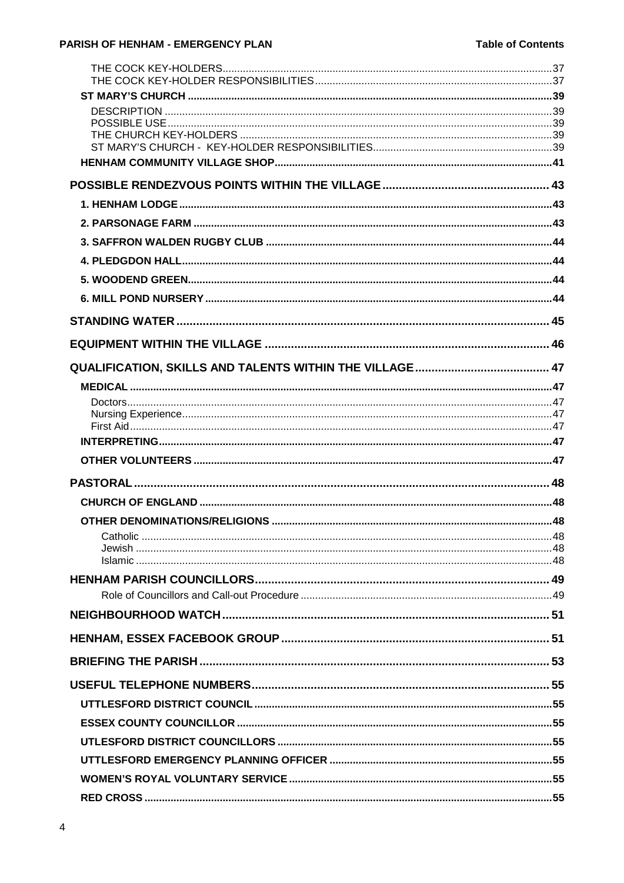THE COCK KEY-HOLDERS ... 37
THE COCK KEY-HOLDER RESPONSIBILITIES ... 37

**ST MARY'S CHURCH ... 39**

DESCRIPTION ... 39
POSSIBLE USE ... 39
THE CHURCH KEY-HOLDERS ... 39
ST MARY'S CHURCH - KEY-HOLDER RESPONSIBILITIES ... 39

**HENHAM COMMUNITY VILLAGE SHOP ... 41**

**POSSIBLE RENDEZVOUS POINTS WITHIN THE VILLAGE ... 43**

**1. HENHAM LODGE ... 43**

**2. PARSONAGE FARM ... 43**

**3. SAFFRON WALDEN RUGBY CLUB ... 44**

**4. PLEDGDON HALL ... 44**

**5. WOODEND GREEN ... 44**

**6. MILL POND NURSERY ... 44**

**STANDING WATER ... 45**

**EQUIPMENT WITHIN THE VILLAGE ... 46**

**QUALIFICATION, SKILLS AND TALENTS WITHIN THE VILLAGE ... 47**

**MEDICAL ... 47**

Doctors ... 47
Nursing Experience ... 47
First Aid ... 47

**INTERPRETING ... 47**

**OTHER VOLUNTEERS ... 47**

**PASTORAL ... 48**

**CHURCH OF ENGLAND ... 48**

**OTHER DENOMINATIONS/RELIGIONS ... 48**

Catholic ... 48
Jewish ... 48
Islamic ... 48

**HENHAM PARISH COUNCILLORS ... 49**

Role of Councillors and Call-out Procedure ... 49

**NEIGHBOURHOOD WATCH ... 51**

**HENHAM, ESSEX FACEBOOK GROUP ... 51**

**BRIEFING THE PARISH ... 53**

**USEFUL TELEPHONE NUMBERS ... 55**

**UTTLESFORD DISTRICT COUNCIL ... 55**

**ESSEX COUNTY COUNCILLOR ... 55**

**UTLESFORD DISTRICT COUNCILLORS ... 55**

**UTTLESFORD EMERGENCY PLANNING OFFICER ... 55**

**WOMEN'S ROYAL VOLUNTARY SERVICE ... 55**

**RED CROSS ... 55**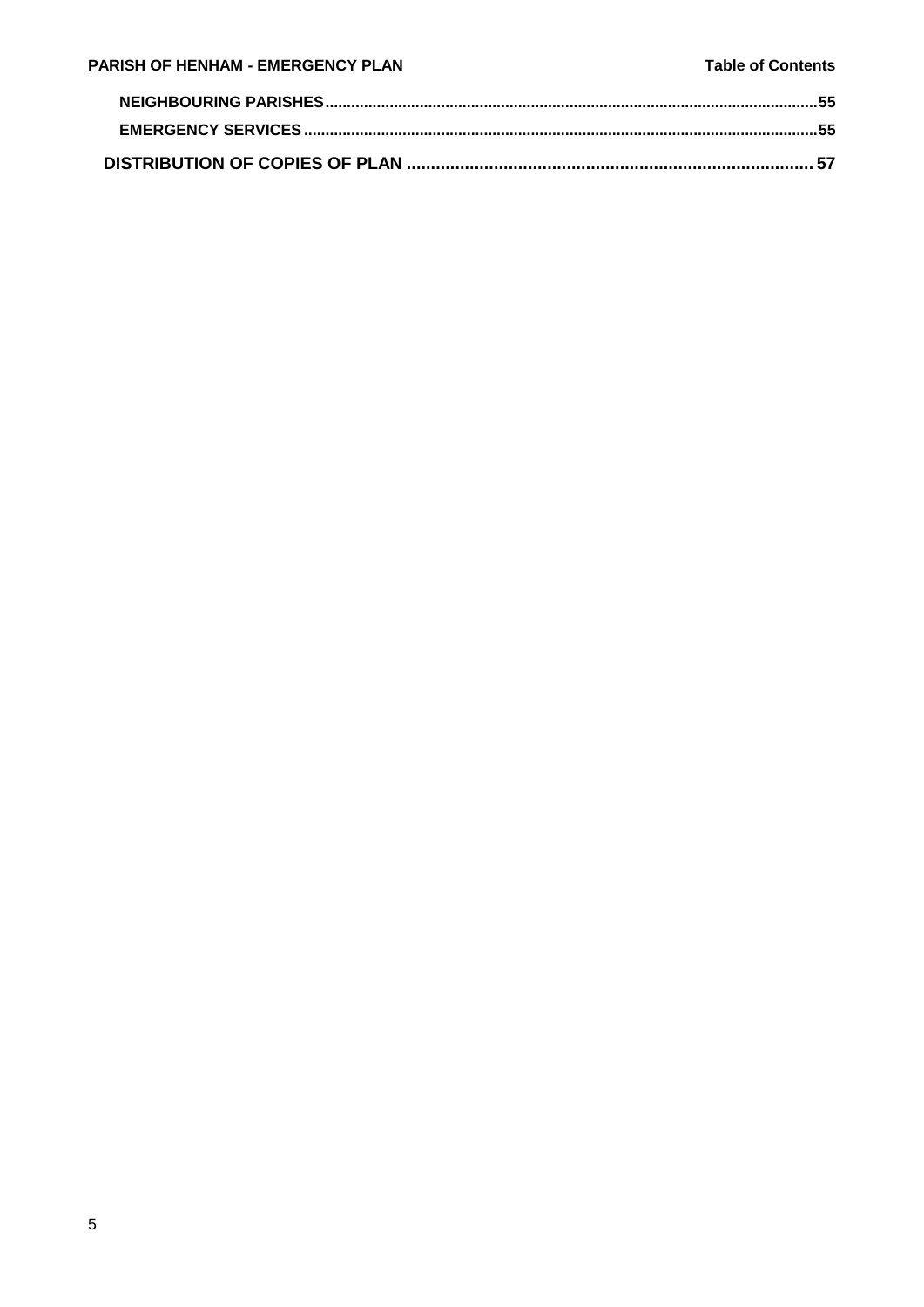NEIGHBOURING PARISHES ........................................................................................................55

EMERGENCY SERVICES ........................................................................................................55

**DISTRIBUTION OF COPIES OF PLAN** .................................................................................... 57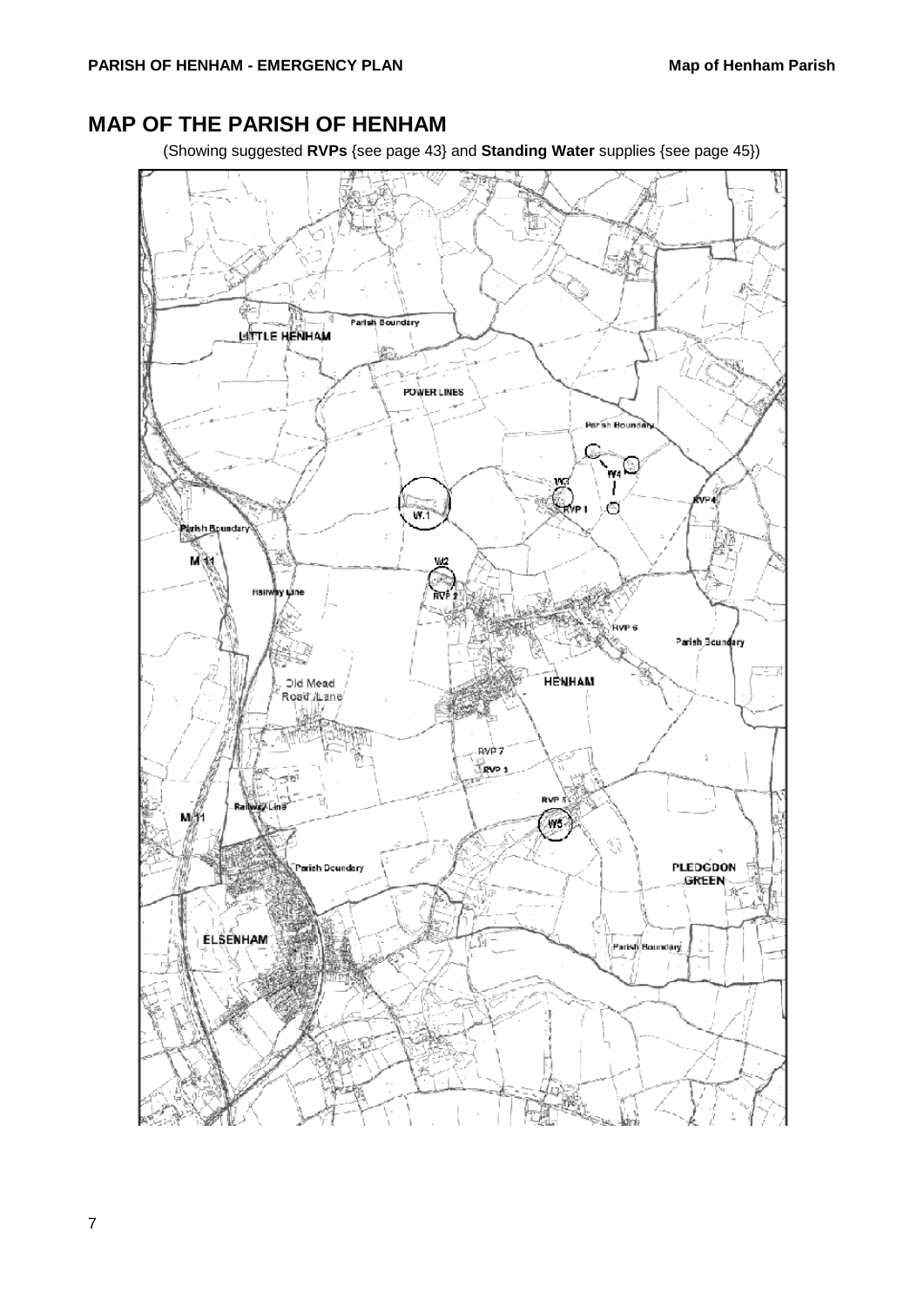# MAP OF THE PARISH OF HENHAM

(Showing suggested **RVPs** {see page 43} and **Standing Water** supplies {see page 45})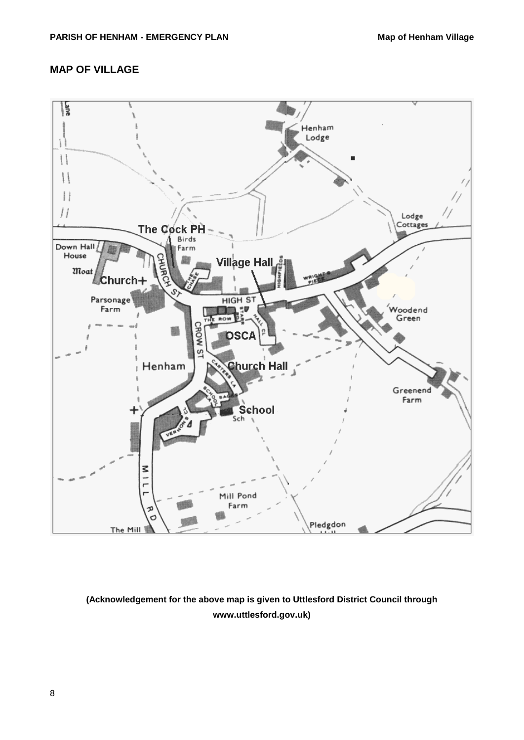## MAP OF VILLAGE

**(Acknowledgement for the above map is given to Uttlesford District Council through www.uttlesford.gov.uk)**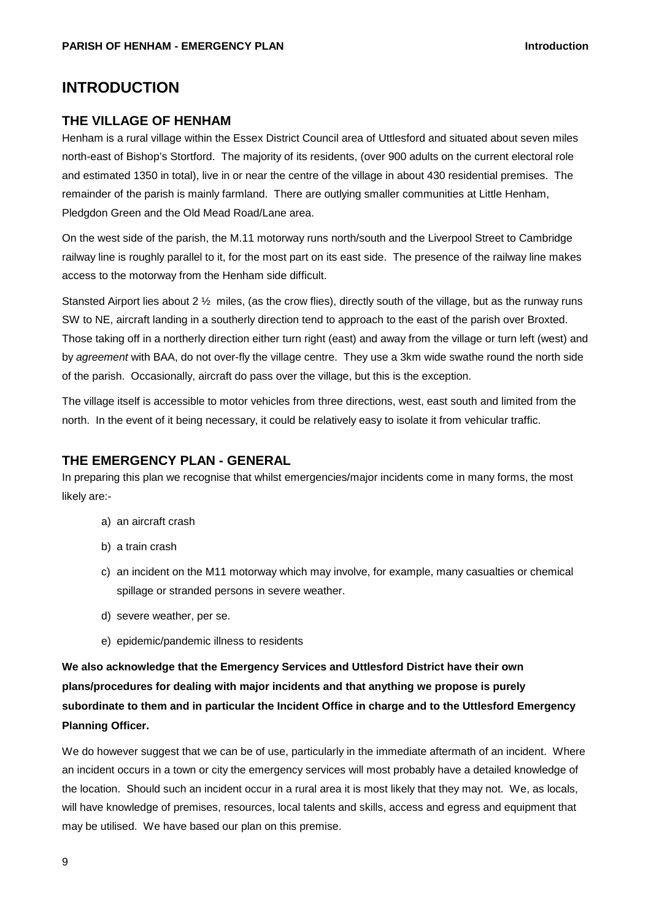# INTRODUCTION

## THE VILLAGE OF HENHAM

Henham is a rural village within the Essex District Council area of Uttlesford and situated about seven miles north-east of Bishop's Stortford. The majority of its residents, (over 900 adults on the current electoral role and estimated 1350 in total), live in or near the centre of the village in about 430 residential premises. The remainder of the parish is mainly farmland. There are outlying smaller communities at Little Henham, Pledgdon Green and the Old Mead Road/Lane area.

On the west side of the parish, the M.11 motorway runs north/south and the Liverpool Street to Cambridge railway line is roughly parallel to it, for the most part on its east side. The presence of the railway line makes access to the motorway from the Henham side difficult.

Stansted Airport lies about 2 ½ miles, (as the crow flies), directly south of the village, but as the runway runs SW to NE, aircraft landing in a southerly direction tend to approach to the east of the parish over Broxted. Those taking off in a northerly direction either turn right (east) and away from the village or turn left (west) and by *agreement* with BAA, do not over-fly the village centre. They use a 3km wide swathe round the north side of the parish. Occasionally, aircraft do pass over the village, but this is the exception.

The village itself is accessible to motor vehicles from three directions, west, east south and limited from the north. In the event of it being necessary, it could be relatively easy to isolate it from vehicular traffic.

## THE EMERGENCY PLAN - GENERAL

In preparing this plan we recognise that whilst emergencies/major incidents come in many forms, the most likely are:-

a) an aircraft crash
b) a train crash
c) an incident on the M11 motorway which may involve, for example, many casualties or chemical spillage or stranded persons in severe weather.
d) severe weather, per se.
e) epidemic/pandemic illness to residents

**We also acknowledge that the Emergency Services and Uttlesford District have their own plans/procedures for dealing with major incidents and that anything we propose is purely subordinate to them and in particular the Incident Office in charge and to the Uttlesford Emergency Planning Officer.**

We do however suggest that we can be of use, particularly in the immediate aftermath of an incident. Where an incident occurs in a town or city the emergency services will most probably have a detailed knowledge of the location. Should such an incident occur in a rural area it is most likely that they may not. We, as locals, will have knowledge of premises, resources, local talents and skills, access and egress and equipment that may be utilised. We have based our plan on this premise.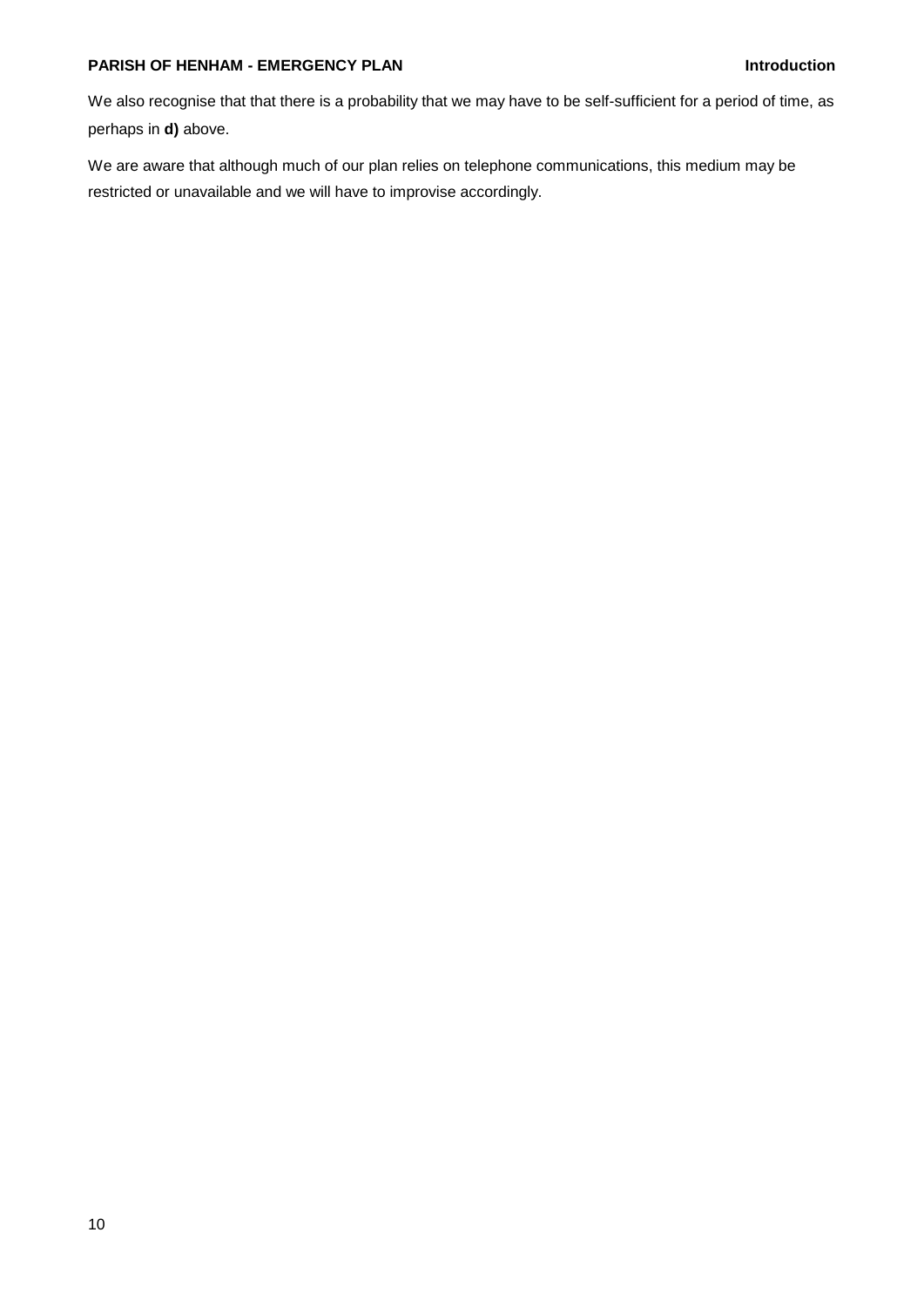We also recognise that that there is a probability that we may have to be self-sufficient for a period of time, as perhaps in **d)** above.

We are aware that although much of our plan relies on telephone communications, this medium may be restricted or unavailable and we will have to improvise accordingly.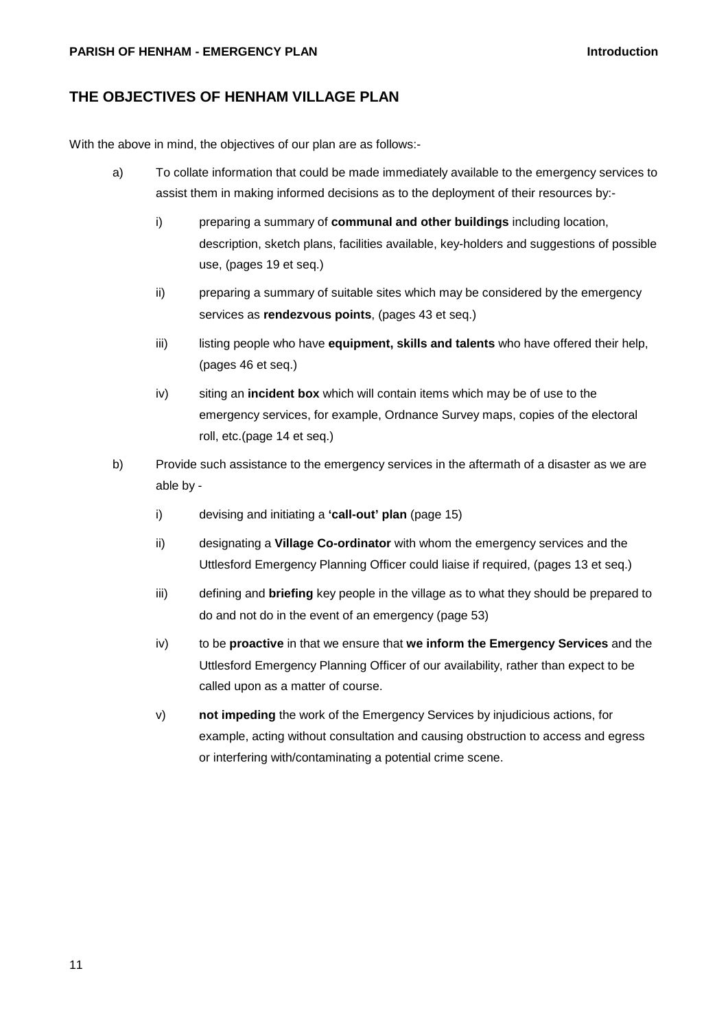## THE OBJECTIVES OF HENHAM VILLAGE PLAN

With the above in mind, the objectives of our plan are as follows:-

a) To collate information that could be made immediately available to the emergency services to assist them in making informed decisions as to the deployment of their resources by:-

   i) preparing a summary of **communal and other buildings** including location, description, sketch plans, facilities available, key-holders and suggestions of possible use, (pages 19 et seq.)

   ii) preparing a summary of suitable sites which may be considered by the emergency services as **rendezvous points**, (pages 43 et seq.)

   iii) listing people who have **equipment, skills and talents** who have offered their help, (pages 46 et seq.)

   iv) siting an **incident box** which will contain items which may be of use to the emergency services, for example, Ordnance Survey maps, copies of the electoral roll, etc.(page 14 et seq.)

b) Provide such assistance to the emergency services in the aftermath of a disaster as we are able by -

   i) devising and initiating a **'call-out' plan** (page 15)

   ii) designating a **Village Co-ordinator** with whom the emergency services and the Uttlesford Emergency Planning Officer could liaise if required, (pages 13 et seq.)

   iii) defining and **briefing** key people in the village as to what they should be prepared to do and not do in the event of an emergency (page 53)

   iv) to be **proactive** in that we ensure that **we inform the Emergency Services** and the Uttlesford Emergency Planning Officer of our availability, rather than expect to be called upon as a matter of course.

   v) **not impeding** the work of the Emergency Services by injudicious actions, for example, acting without consultation and causing obstruction to access and egress or interfering with/contaminating a potential crime scene.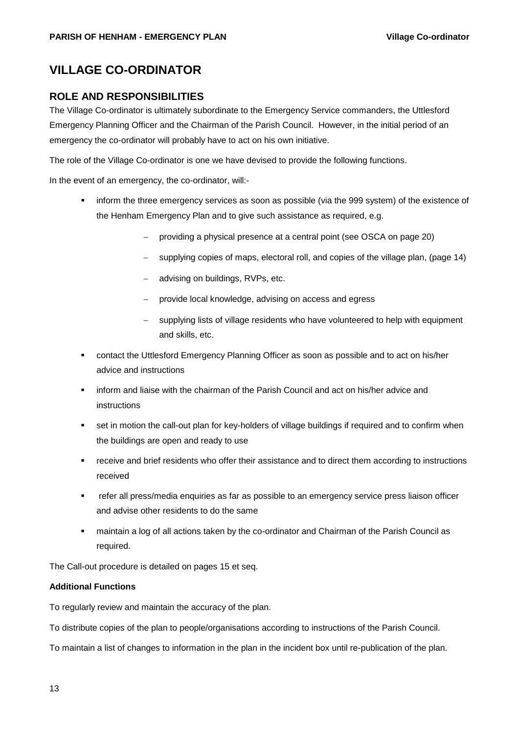# VILLAGE CO-ORDINATOR

## ROLE AND RESPONSIBILITIES

The Village Co-ordinator is ultimately subordinate to the Emergency Service commanders, the Uttlesford Emergency Planning Officer and the Chairman of the Parish Council. However, in the initial period of an emergency the co-ordinator will probably have to act on his own initiative.

The role of the Village Co-ordinator is one we have devised to provide the following functions.

In the event of an emergency, the co-ordinator, will:-

- inform the three emergency services as soon as possible (via the 999 system) of the existence of the Henham Emergency Plan and to give such assistance as required, e.g.
  - providing a physical presence at a central point (see OSCA on page 20)
  - supplying copies of maps, electoral roll, and copies of the village plan, (page 14)
  - advising on buildings, RVPs, etc.
  - provide local knowledge, advising on access and egress
  - supplying lists of village residents who have volunteered to help with equipment and skills, etc.
- contact the Uttlesford Emergency Planning Officer as soon as possible and to act on his/her advice and instructions
- inform and liaise with the chairman of the Parish Council and act on his/her advice and instructions
- set in motion the call-out plan for key-holders of village buildings if required and to confirm when the buildings are open and ready to use
- receive and brief residents who offer their assistance and to direct them according to instructions received
- refer all press/media enquiries as far as possible to an emergency service press liaison officer and advise other residents to do the same
- maintain a log of all actions taken by the co-ordinator and Chairman of the Parish Council as required.

The Call-out procedure is detailed on pages 15 et seq.

**Additional Functions**

To regularly review and maintain the accuracy of the plan.

To distribute copies of the plan to people/organisations according to instructions of the Parish Council.

To maintain a list of changes to information in the plan in the incident box until re-publication of the plan.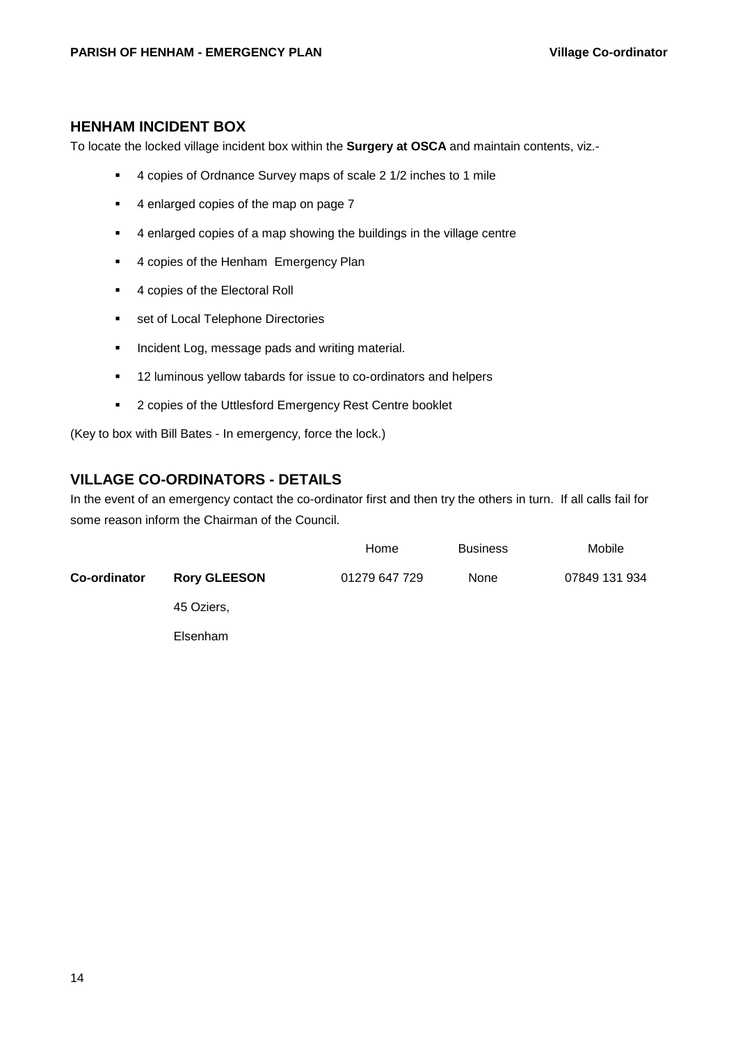## HENHAM INCIDENT BOX

To locate the locked village incident box within the **Surgery at OSCA** and maintain contents, viz.-

- 4 copies of Ordnance Survey maps of scale 2 1/2 inches to 1 mile
- 4 enlarged copies of the map on page 7
- 4 enlarged copies of a map showing the buildings in the village centre
- 4 copies of the Henham Emergency Plan
- 4 copies of the Electoral Roll
- set of Local Telephone Directories
- Incident Log, message pads and writing material.
- 12 luminous yellow tabards for issue to co-ordinators and helpers
- 2 copies of the Uttlesford Emergency Rest Centre booklet

(Key to box with Bill Bates - In emergency, force the lock.)

## VILLAGE CO-ORDINATORS - DETAILS

In the event of an emergency contact the co-ordinator first and then try the others in turn. If all calls fail for some reason inform the Chairman of the Council.

| | | Home | Business | Mobile |
|---|---|---|---|---|
| **Co-ordinator** | **Rory GLEESON**<br>45 Oziers,<br>Elsenham | 01279 647 729 | None | 07849 131 934 |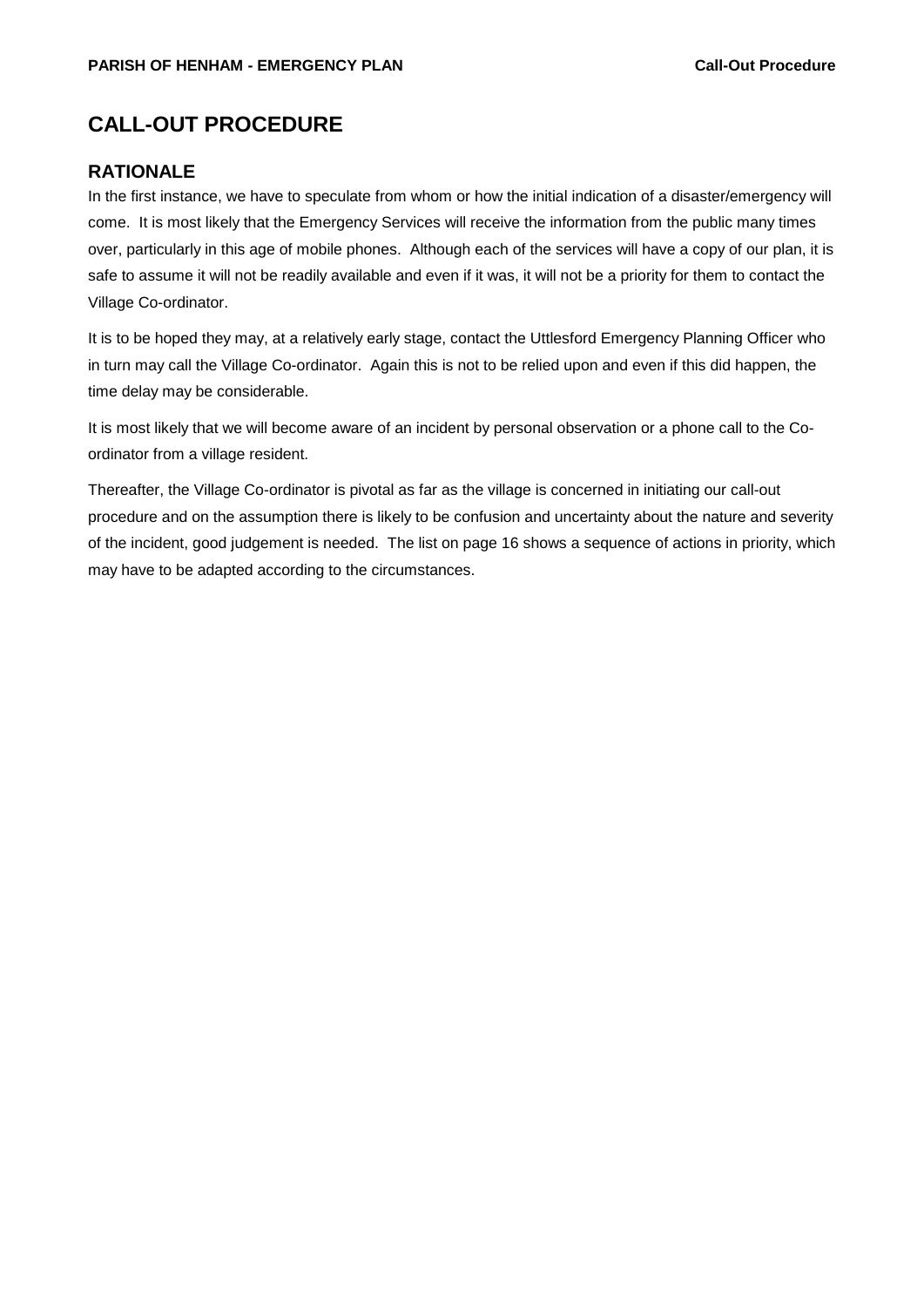# CALL-OUT PROCEDURE

## RATIONALE

In the first instance, we have to speculate from whom or how the initial indication of a disaster/emergency will come. It is most likely that the Emergency Services will receive the information from the public many times over, particularly in this age of mobile phones. Although each of the services will have a copy of our plan, it is safe to assume it will not be readily available and even if it was, it will not be a priority for them to contact the Village Co-ordinator.

It is to be hoped they may, at a relatively early stage, contact the Uttlesford Emergency Planning Officer who in turn may call the Village Co-ordinator. Again this is not to be relied upon and even if this did happen, the time delay may be considerable.

It is most likely that we will become aware of an incident by personal observation or a phone call to the Co-ordinator from a village resident.

Thereafter, the Village Co-ordinator is pivotal as far as the village is concerned in initiating our call-out procedure and on the assumption there is likely to be confusion and uncertainty about the nature and severity of the incident, good judgement is needed. The list on page 16 shows a sequence of actions in priority, which may have to be adapted according to the circumstances.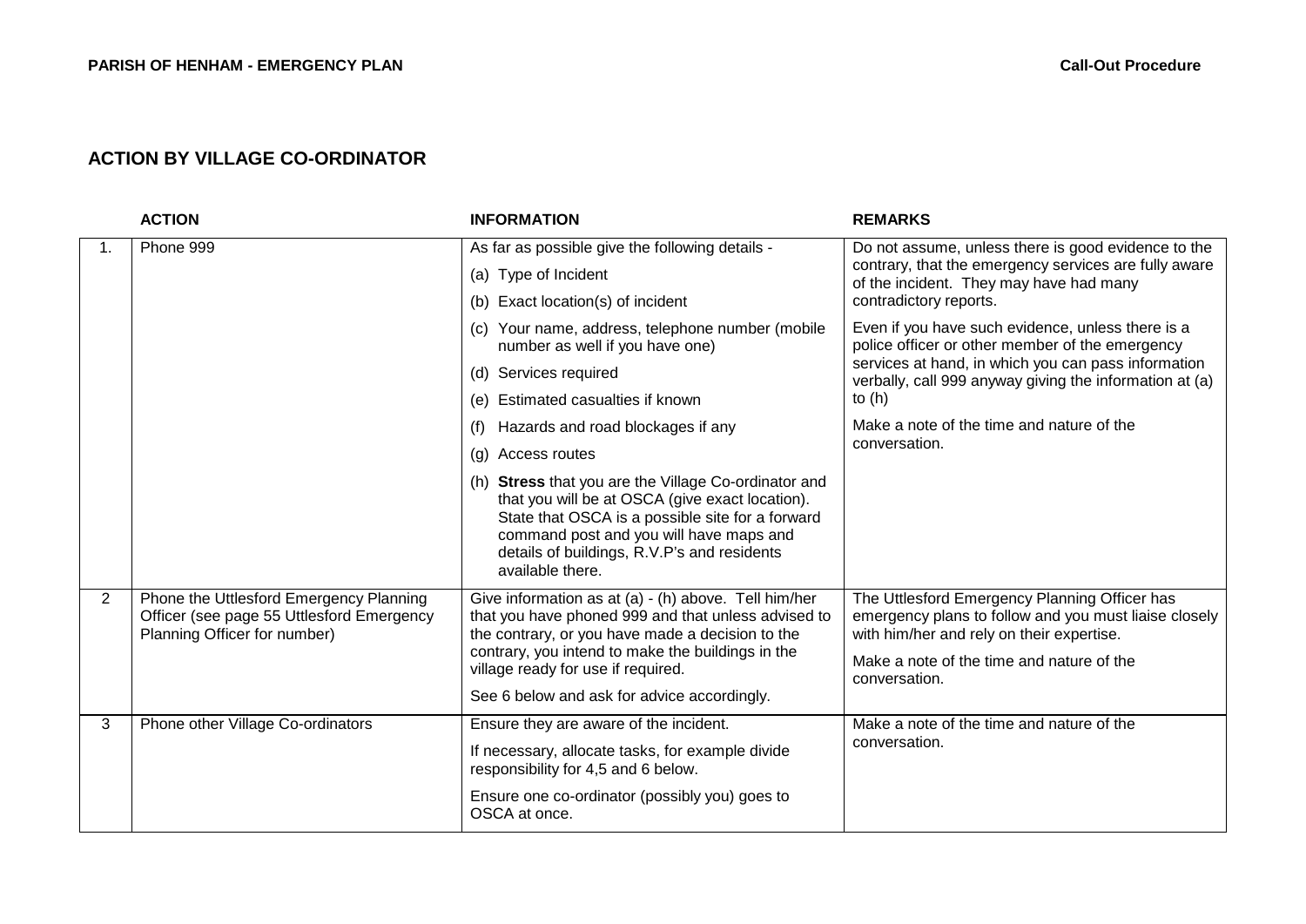## ACTION BY VILLAGE CO-ORDINATOR

| | ACTION | INFORMATION | REMARKS |
|---|---|---|---|
| 1. | Phone 999 | As far as possible give the following details -<br>(a) Type of Incident<br>(b) Exact location(s) of incident<br>(c) Your name, address, telephone number (mobile number as well if you have one)<br>(d) Services required<br>(e) Estimated casualties if known<br>(f) Hazards and road blockages if any<br>(g) Access routes<br>(h) **Stress** that you are the Village Co-ordinator and that you will be at OSCA (give exact location). State that OSCA is a possible site for a forward command post and you will have maps and details of buildings, R.V.P's and residents available there. | Do not assume, unless there is good evidence to the contrary, that the emergency services are fully aware of the incident. They may have had many contradictory reports.<br>Even if you have such evidence, unless there is a police officer or other member of the emergency services at hand, in which you can pass information verbally, call 999 anyway giving the information at (a) to (h)<br>Make a note of the time and nature of the conversation. |
| 2 | Phone the Uttlesford Emergency Planning Officer (see page 55 Uttlesford Emergency Planning Officer for number) | Give information as at (a) - (h) above. Tell him/her that you have phoned 999 and that unless advised to the contrary, or you have made a decision to the contrary, you intend to make the buildings in the village ready for use if required.<br>See 6 below and ask for advice accordingly. | The Uttlesford Emergency Planning Officer has emergency plans to follow and you must liaise closely with him/her and rely on their expertise.<br>Make a note of the time and nature of the conversation. |
| 3 | Phone other Village Co-ordinators | Ensure they are aware of the incident.<br>If necessary, allocate tasks, for example divide responsibility for 4,5 and 6 below.<br>Ensure one co-ordinator (possibly you) goes to OSCA at once. | Make a note of the time and nature of the conversation. |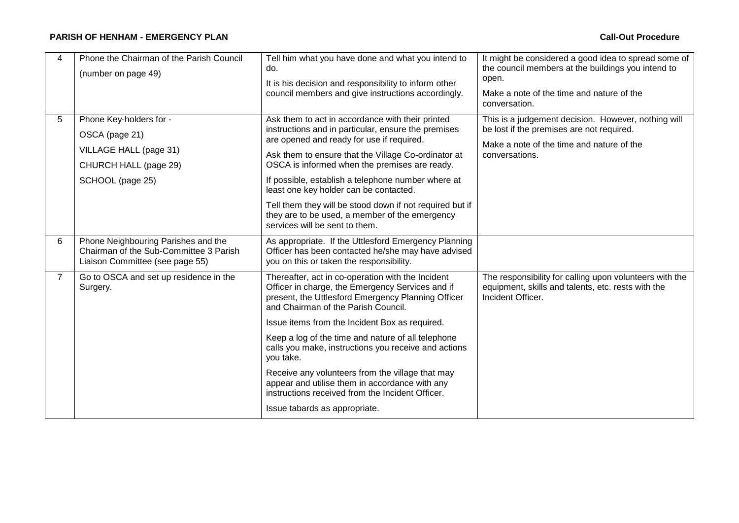| 4 | Phone the Chairman of the Parish Council<br><br>(number on page 49) | Tell him what you have done and what you intend to do.<br><br>It is his decision and responsibility to inform other council members and give instructions accordingly. | It might be considered a good idea to spread some of the council members at the buildings you intend to open.<br><br>Make a note of the time and nature of the conversation. |
|---|---|---|---|
| 5 | Phone Key-holders for -<br><br>OSCA (page 21)<br><br>VILLAGE HALL (page 31)<br><br>CHURCH HALL (page 29)<br><br>SCHOOL (page 25) | Ask them to act in accordance with their printed instructions and in particular, ensure the premises are opened and ready for use if required.<br><br>Ask them to ensure that the Village Co-ordinator at OSCA is informed when the premises are ready.<br><br>If possible, establish a telephone number where at least one key holder can be contacted.<br><br>Tell them they will be stood down if not required but if they are to be used, a member of the emergency services will be sent to them. | This is a judgement decision. However, nothing will be lost if the premises are not required.<br><br>Make a note of the time and nature of the conversations. |
| 6 | Phone Neighbouring Parishes and the Chairman of the Sub-Committee 3 Parish Liaison Committee (see page 55) | As appropriate. If the Uttlesford Emergency Planning Officer has been contacted he/she may have advised you on this or taken the responsibility. | |
| 7 | Go to OSCA and set up residence in the Surgery. | Thereafter, act in co-operation with the Incident Officer in charge, the Emergency Services and if present, the Uttlesford Emergency Planning Officer and Chairman of the Parish Council.<br><br>Issue items from the Incident Box as required.<br><br>Keep a log of the time and nature of all telephone calls you make, instructions you receive and actions you take.<br><br>Receive any volunteers from the village that may appear and utilise them in accordance with any instructions received from the Incident Officer.<br><br>Issue tabards as appropriate. | The responsibility for calling upon volunteers with the equipment, skills and talents, etc. rests with the Incident Officer. |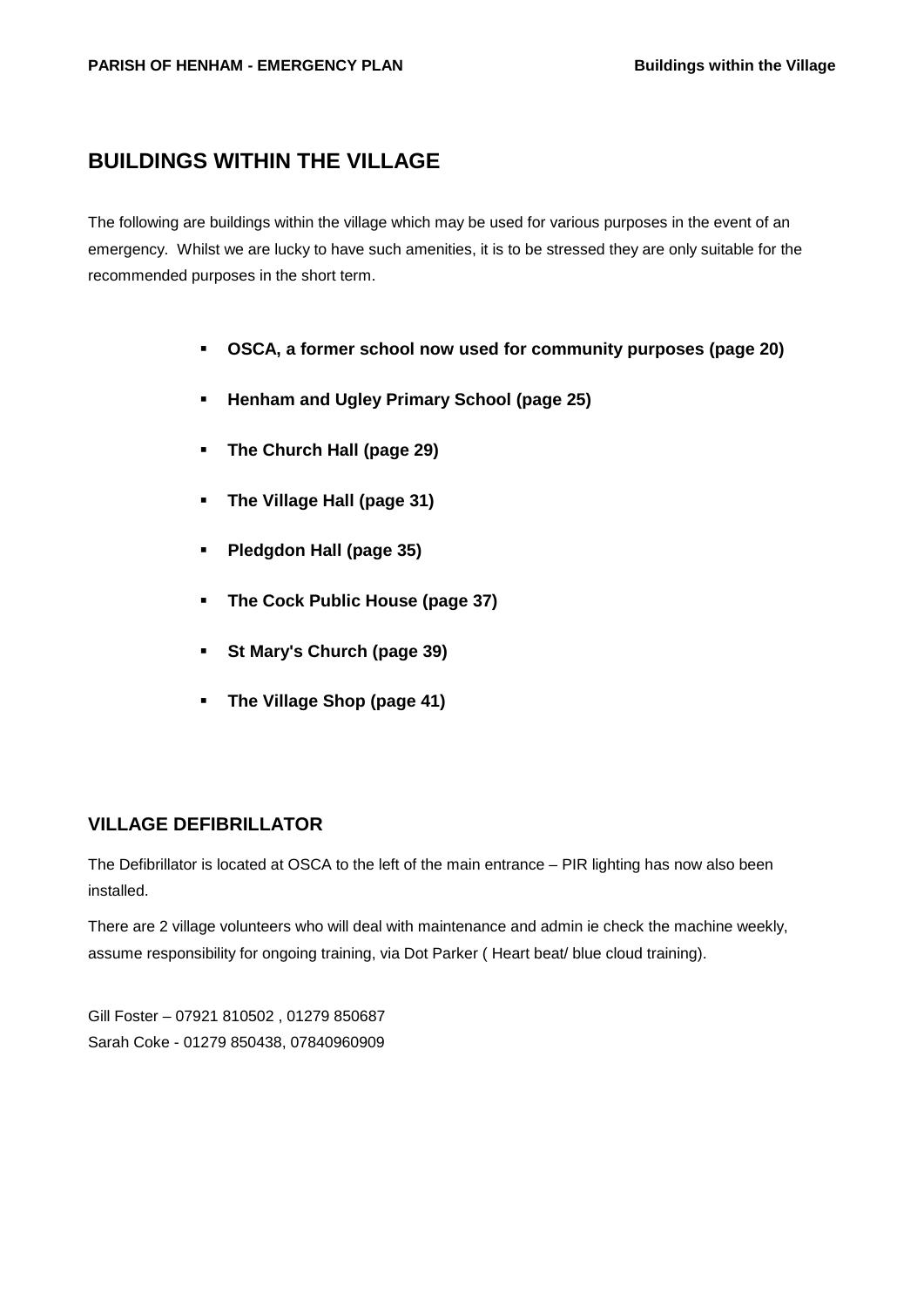## BUILDINGS WITHIN THE VILLAGE

The following are buildings within the village which may be used for various purposes in the event of an emergency. Whilst we are lucky to have such amenities, it is to be stressed they are only suitable for the recommended purposes in the short term.

- **OSCA, a former school now used for community purposes (page 20)**
- **Henham and Ugley Primary School (page 25)**
- **The Church Hall (page 29)**
- **The Village Hall (page 31)**
- **Pledgdon Hall (page 35)**
- **The Cock Public House (page 37)**
- **St Mary's Church (page 39)**
- **The Village Shop (page 41)**

### VILLAGE DEFIBRILLATOR

The Defibrillator is located at OSCA to the left of the main entrance – PIR lighting has now also been installed.

There are 2 village volunteers who will deal with maintenance and admin ie check the machine weekly, assume responsibility for ongoing training, via Dot Parker ( Heart beat/ blue cloud training).

Gill Foster – 07921 810502 , 01279 850687
Sarah Coke - 01279 850438, 07840960909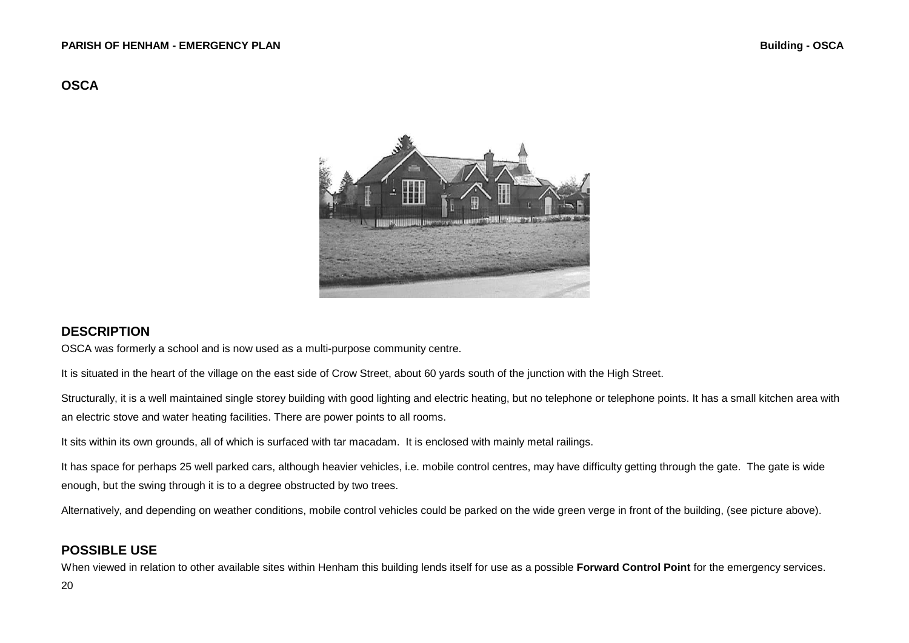# OSCA

## DESCRIPTION

OSCA was formerly a school and is now used as a multi-purpose community centre.

It is situated in the heart of the village on the east side of Crow Street, about 60 yards south of the junction with the High Street.

Structurally, it is a well maintained single storey building with good lighting and electric heating, but no telephone or telephone points. It has a small kitchen area with an electric stove and water heating facilities. There are power points to all rooms.

It sits within its own grounds, all of which is surfaced with tar macadam. It is enclosed with mainly metal railings.

It has space for perhaps 25 well parked cars, although heavier vehicles, i.e. mobile control centres, may have difficulty getting through the gate. The gate is wide enough, but the swing through it is to a degree obstructed by two trees.

Alternatively, and depending on weather conditions, mobile control vehicles could be parked on the wide green verge in front of the building, (see picture above).

## POSSIBLE USE

When viewed in relation to other available sites within Henham this building lends itself for use as a possible **Forward Control Point** for the emergency services.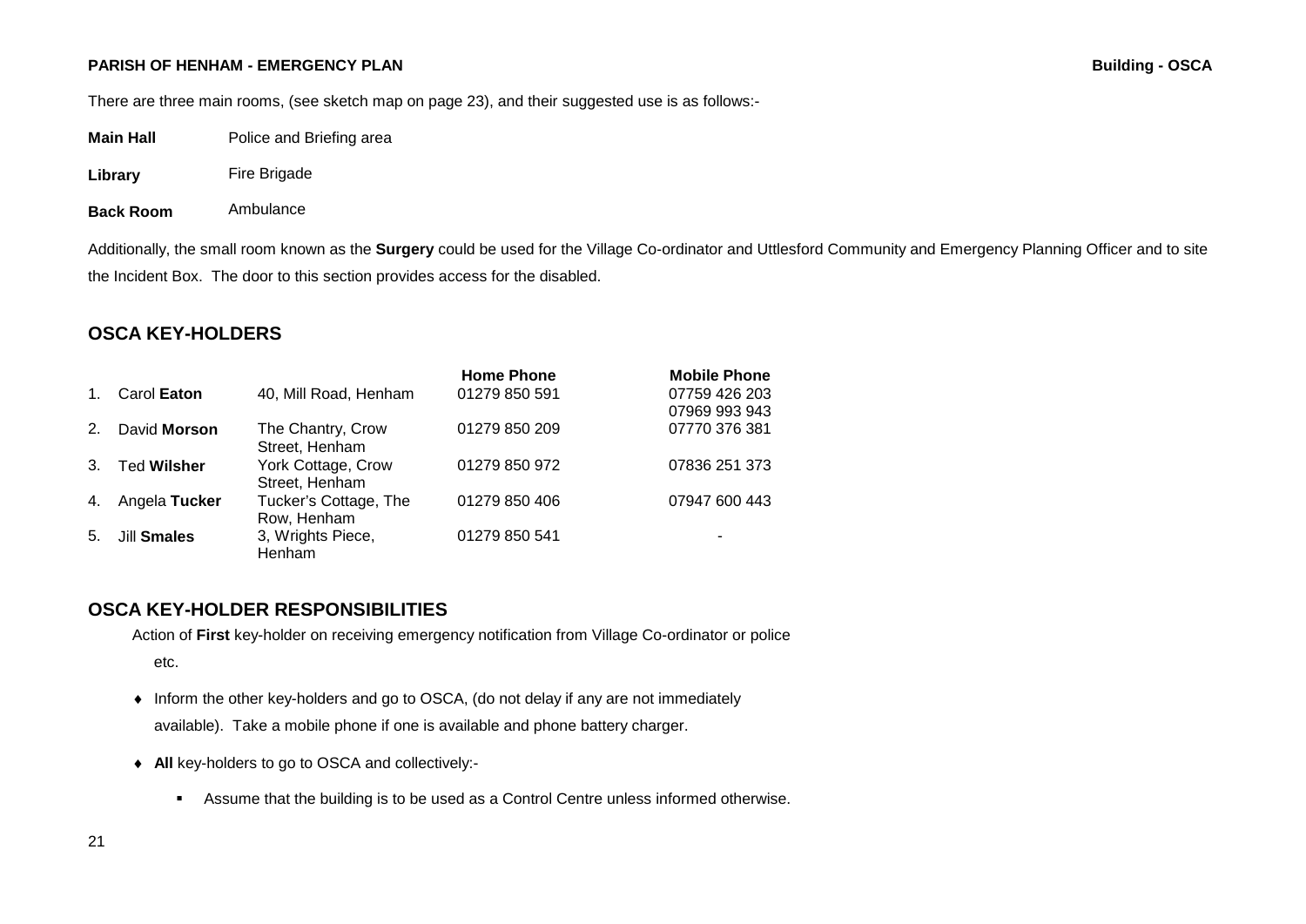There are three main rooms, (see sketch map on page 23), and their suggested use is as follows:-

**Main Hall** Police and Briefing area

**Library** Fire Brigade

**Back Room** Ambulance

Additionally, the small room known as the **Surgery** could be used for the Village Co-ordinator and Uttlesford Community and Emergency Planning Officer and to site the Incident Box. The door to this section provides access for the disabled.

## OSCA KEY-HOLDERS

| | Name | Address | Home Phone | Mobile Phone |
|---|---|---|---|---|
| 1. | Carol **Eaton** | 40, Mill Road, Henham | 01279 850 591 | 07759 426 203<br>07969 993 943 |
| 2. | David **Morson** | The Chantry, Crow Street, Henham | 01279 850 209 | 07770 376 381 |
| 3. | Ted **Wilsher** | York Cottage, Crow Street, Henham | 01279 850 972 | 07836 251 373 |
| 4. | Angela **Tucker** | Tucker's Cottage, The Row, Henham | 01279 850 406 | 07947 600 443 |
| 5. | Jill **Smales** | 3, Wrights Piece, Henham | 01279 850 541 | - |

## OSCA KEY-HOLDER RESPONSIBILITIES

Action of **First** key-holder on receiving emergency notification from Village Co-ordinator or police etc.

- Inform the other key-holders and go to OSCA, (do not delay if any are not immediately available). Take a mobile phone if one is available and phone battery charger.
- **All** key-holders to go to OSCA and collectively:-
  - Assume that the building is to be used as a Control Centre unless informed otherwise.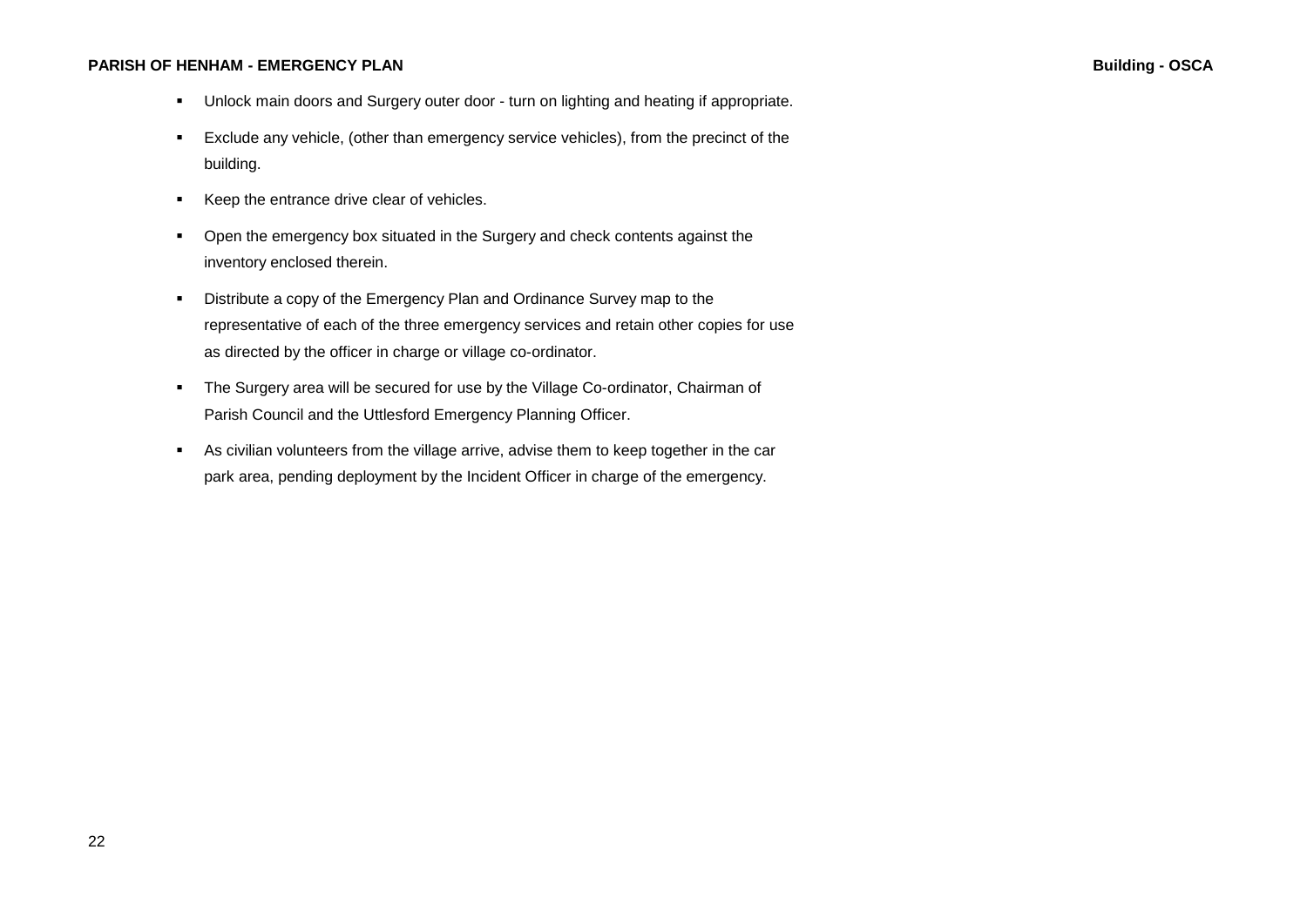- Unlock main doors and Surgery outer door - turn on lighting and heating if appropriate.
- Exclude any vehicle, (other than emergency service vehicles), from the precinct of the building.
- Keep the entrance drive clear of vehicles.
- Open the emergency box situated in the Surgery and check contents against the inventory enclosed therein.
- Distribute a copy of the Emergency Plan and Ordinance Survey map to the representative of each of the three emergency services and retain other copies for use as directed by the officer in charge or village co-ordinator.
- The Surgery area will be secured for use by the Village Co-ordinator, Chairman of Parish Council and the Uttlesford Emergency Planning Officer.
- As civilian volunteers from the village arrive, advise them to keep together in the car park area, pending deployment by the Incident Officer in charge of the emergency.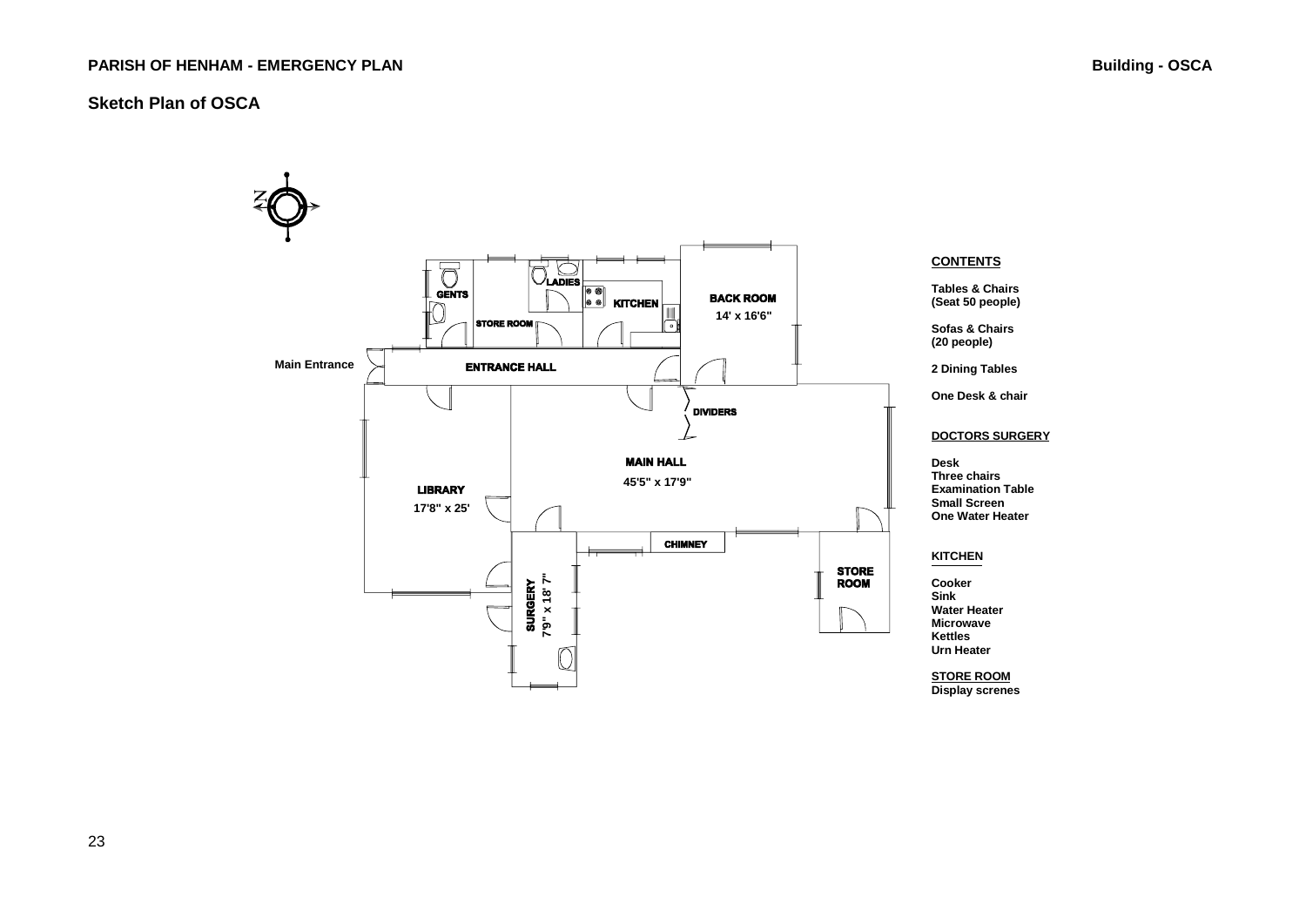# Sketch Plan of OSCA

Main Entrance

ENTRANCE HALL

GENTS

LADIES

STORE ROOM

KITCHEN

BACK ROOM
14' x 16'6"

DIVIDERS

MAIN HALL
45'5" x 17'9"

LIBRARY
17'8" x 25'

CHIMNEY

STORE ROOM

SURGERY
7'9" x 18' 7"

**CONTENTS**

**Tables & Chairs (Seat 50 people)**

**Sofas & Chairs (20 people)**

**2 Dining Tables**

**One Desk & chair**

**DOCTORS SURGERY**

**Desk**
**Three chairs**
**Examination Table**
**Small Screen**
**One Water Heater**

**KITCHEN**

**Cooker**
**Sink**
**Water Heater**
**Microwave**
**Kettles**
**Urn Heater**

**STORE ROOM**
**Display screnes**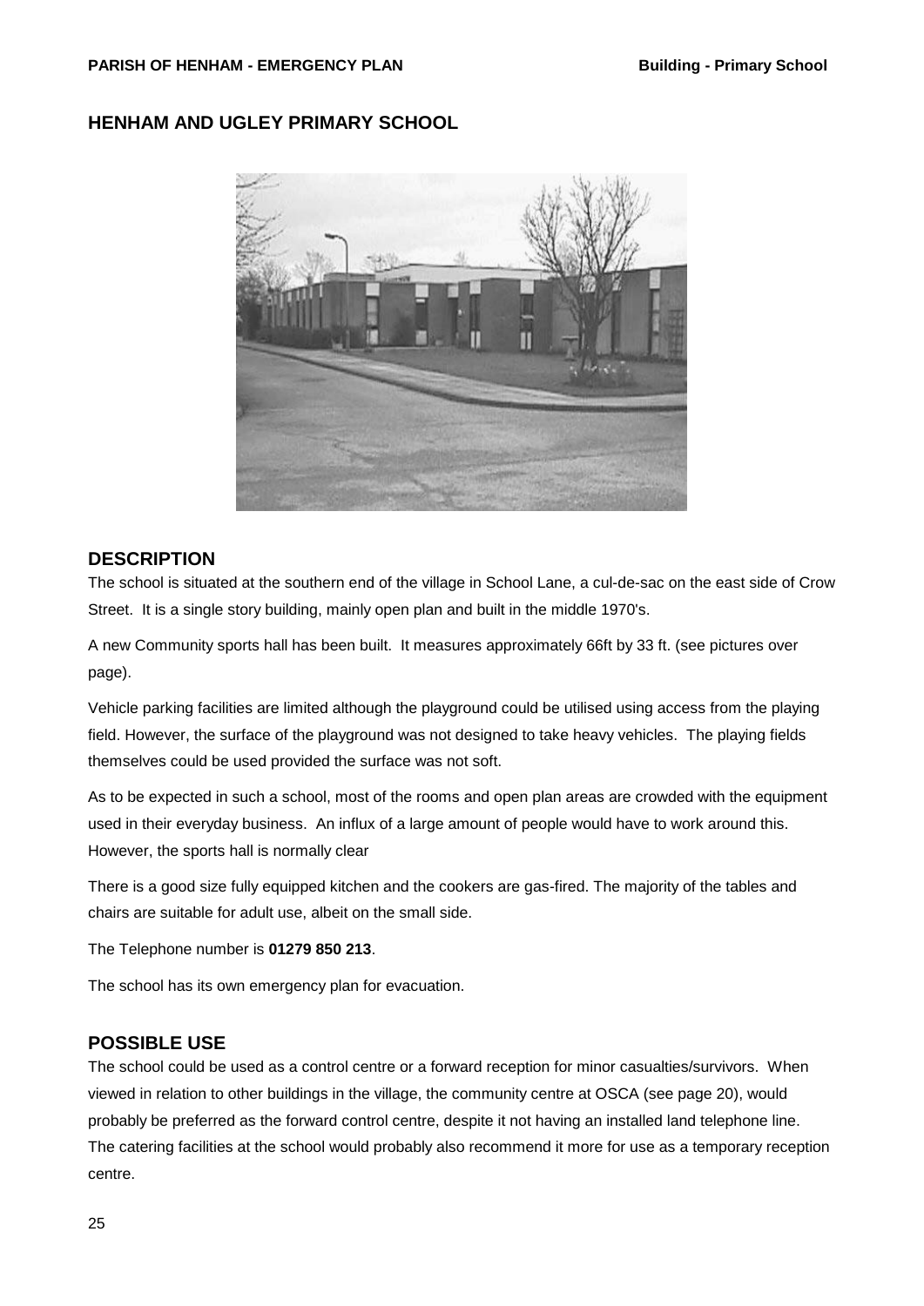## HENHAM AND UGLEY PRIMARY SCHOOL

### DESCRIPTION

The school is situated at the southern end of the village in School Lane, a cul-de-sac on the east side of Crow Street. It is a single story building, mainly open plan and built in the middle 1970's.

A new Community sports hall has been built. It measures approximately 66ft by 33 ft. (see pictures over page).

Vehicle parking facilities are limited although the playground could be utilised using access from the playing field. However, the surface of the playground was not designed to take heavy vehicles. The playing fields themselves could be used provided the surface was not soft.

As to be expected in such a school, most of the rooms and open plan areas are crowded with the equipment used in their everyday business. An influx of a large amount of people would have to work around this. However, the sports hall is normally clear

There is a good size fully equipped kitchen and the cookers are gas-fired. The majority of the tables and chairs are suitable for adult use, albeit on the small side.

The Telephone number is **01279 850 213**.

The school has its own emergency plan for evacuation.

### POSSIBLE USE

The school could be used as a control centre or a forward reception for minor casualties/survivors. When viewed in relation to other buildings in the village, the community centre at OSCA (see page 20), would probably be preferred as the forward control centre, despite it not having an installed land telephone line. The catering facilities at the school would probably also recommend it more for use as a temporary reception centre.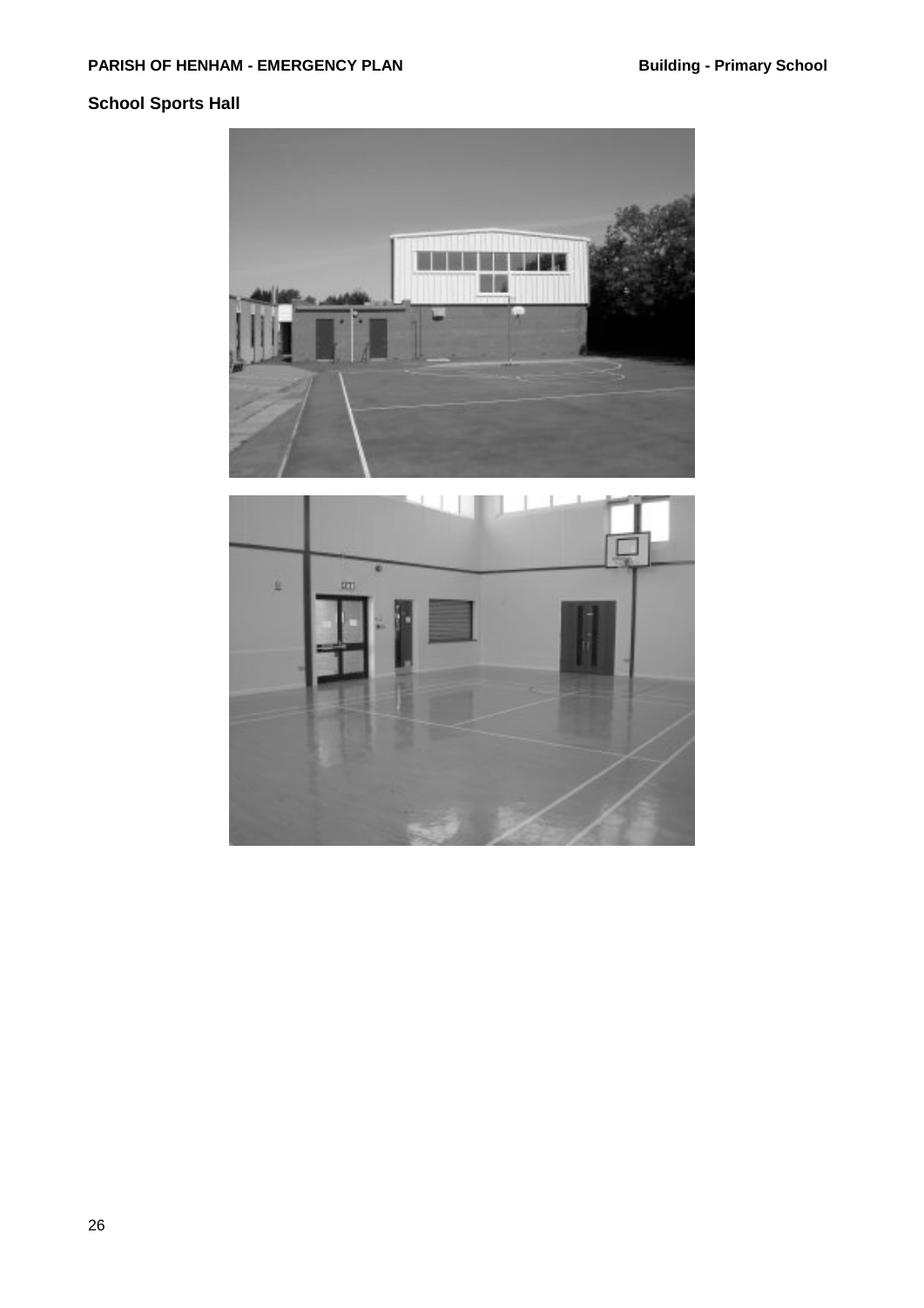**School Sports Hall**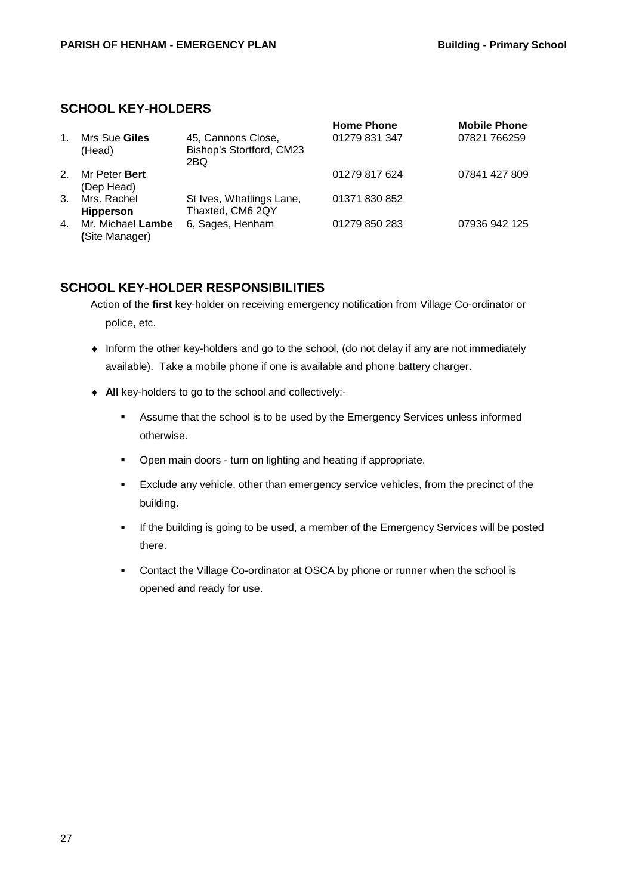## SCHOOL KEY-HOLDERS

| | Name | Address | Home Phone | Mobile Phone |
|---|---|---|---|---|
| 1. | Mrs Sue **Giles** (Head) | 45, Cannons Close, Bishop's Stortford, CM23 2BQ | 01279 831 347 | 07821 766259 |
| 2. | Mr Peter **Bert** (Dep Head) | | 01279 817 624 | 07841 427 809 |
| 3. | Mrs. Rachel **Hipperson** | St Ives, Whatlings Lane, Thaxted, CM6 2QY | 01371 830 852 | |
| 4. | Mr. Michael **Lambe (**Site Manager) | 6, Sages, Henham | 01279 850 283 | 07936 942 125 |

## SCHOOL KEY-HOLDER RESPONSIBILITIES

Action of the **first** key-holder on receiving emergency notification from Village Co-ordinator or police, etc.

- Inform the other key-holders and go to the school, (do not delay if any are not immediately available). Take a mobile phone if one is available and phone battery charger.
- **All** key-holders to go to the school and collectively:-
  - Assume that the school is to be used by the Emergency Services unless informed otherwise.
  - Open main doors - turn on lighting and heating if appropriate.
  - Exclude any vehicle, other than emergency service vehicles, from the precinct of the building.
  - If the building is going to be used, a member of the Emergency Services will be posted there.
  - Contact the Village Co-ordinator at OSCA by phone or runner when the school is opened and ready for use.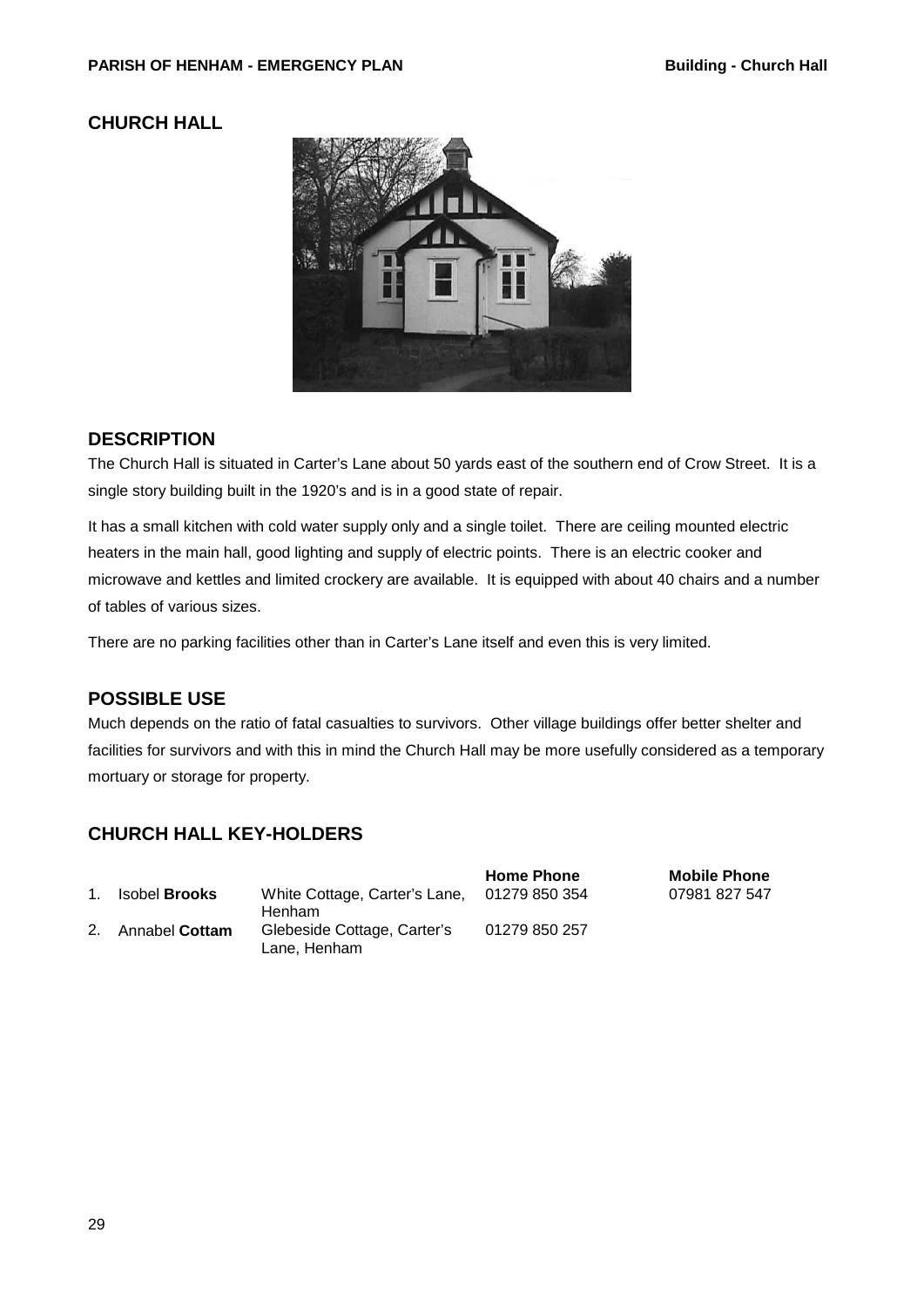## CHURCH HALL

## DESCRIPTION

The Church Hall is situated in Carter's Lane about 50 yards east of the southern end of Crow Street. It is a single story building built in the 1920's and is in a good state of repair.

It has a small kitchen with cold water supply only and a single toilet. There are ceiling mounted electric heaters in the main hall, good lighting and supply of electric points. There is an electric cooker and microwave and kettles and limited crockery are available. It is equipped with about 40 chairs and a number of tables of various sizes.

There are no parking facilities other than in Carter's Lane itself and even this is very limited.

## POSSIBLE USE

Much depends on the ratio of fatal casualties to survivors. Other village buildings offer better shelter and facilities for survivors and with this in mind the Church Hall may be more usefully considered as a temporary mortuary or storage for property.

## CHURCH HALL KEY-HOLDERS

| | Name | Address | Home Phone | Mobile Phone |
|---|---|---|---|---|
| 1. | Isobel **Brooks** | White Cottage, Carter's Lane, Henham | 01279 850 354 | 07981 827 547 |
| 2. | Annabel **Cottam** | Glebeside Cottage, Carter's Lane, Henham | 01279 850 257 | |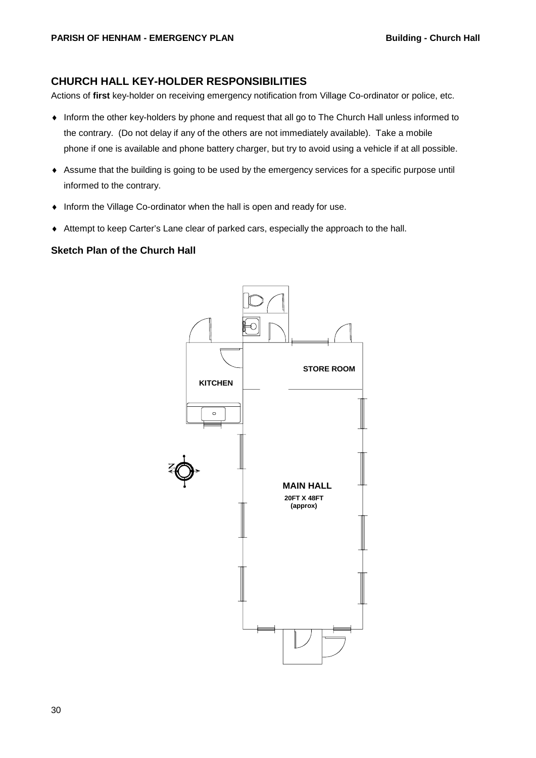## CHURCH HALL KEY-HOLDER RESPONSIBILITIES

Actions of **first** key-holder on receiving emergency notification from Village Co-ordinator or police, etc.

- Inform the other key-holders by phone and request that all go to The Church Hall unless informed to the contrary. (Do not delay if any of the others are not immediately available). Take a mobile phone if one is available and phone battery charger, but try to avoid using a vehicle if at all possible.
- Assume that the building is going to be used by the emergency services for a specific purpose until informed to the contrary.
- Inform the Village Co-ordinator when the hall is open and ready for use.
- Attempt to keep Carter's Lane clear of parked cars, especially the approach to the hall.

### Sketch Plan of the Church Hall

STORE ROOM

KITCHEN

MAIN HALL

20FT X 48FT (approx)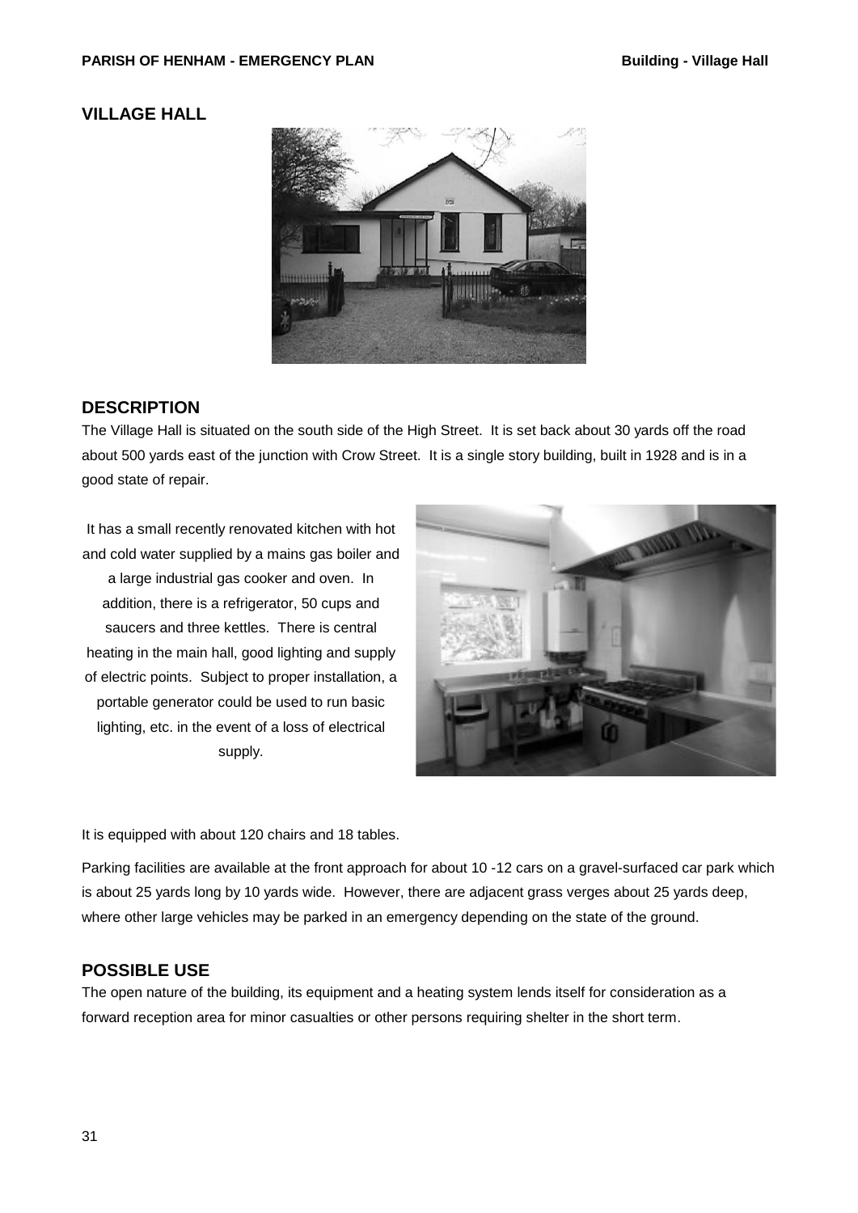## VILLAGE HALL

### DESCRIPTION

The Village Hall is situated on the south side of the High Street. It is set back about 30 yards off the road about 500 yards east of the junction with Crow Street. It is a single story building, built in 1928 and is in a good state of repair.

It has a small recently renovated kitchen with hot and cold water supplied by a mains gas boiler and a large industrial gas cooker and oven. In addition, there is a refrigerator, 50 cups and saucers and three kettles. There is central heating in the main hall, good lighting and supply of electric points. Subject to proper installation, a portable generator could be used to run basic lighting, etc. in the event of a loss of electrical supply.

It is equipped with about 120 chairs and 18 tables.

Parking facilities are available at the front approach for about 10 -12 cars on a gravel-surfaced car park which is about 25 yards long by 10 yards wide. However, there are adjacent grass verges about 25 yards deep, where other large vehicles may be parked in an emergency depending on the state of the ground.

### POSSIBLE USE

The open nature of the building, its equipment and a heating system lends itself for consideration as a forward reception area for minor casualties or other persons requiring shelter in the short term.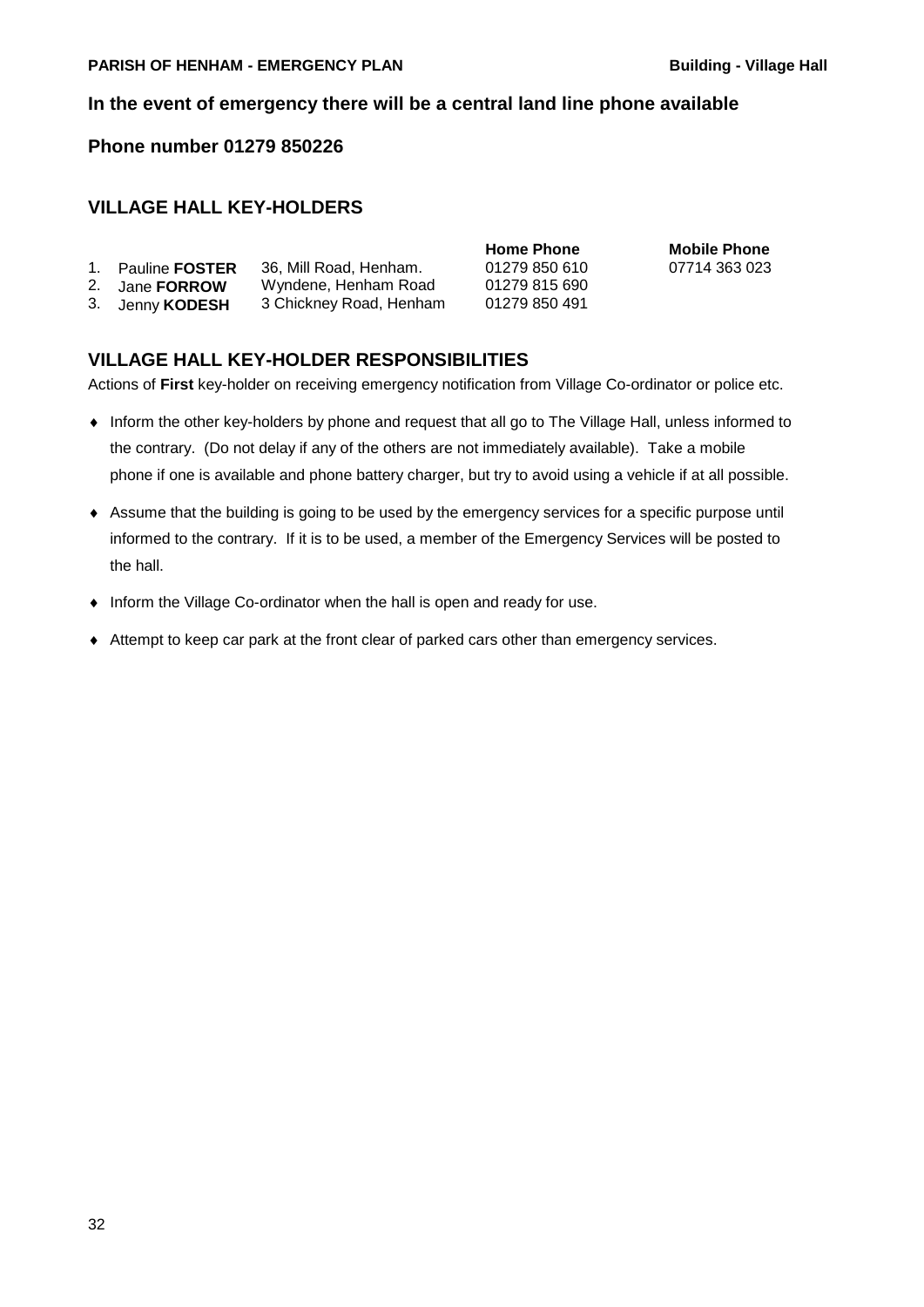**In the event of emergency there will be a central land line phone available**

**Phone number 01279 850226**

## VILLAGE HALL KEY-HOLDERS

| | | | Home Phone | Mobile Phone |
|---|---|---|---|---|
| 1. | Pauline **FOSTER** | 36, Mill Road, Henham. | 01279 850 610 | 07714 363 023 |
| 2. | Jane **FORROW** | Wyndene, Henham Road | 01279 815 690 | |
| 3. | Jenny **KODESH** | 3 Chickney Road, Henham | 01279 850 491 | |

## VILLAGE HALL KEY-HOLDER RESPONSIBILITIES

Actions of **First** key-holder on receiving emergency notification from Village Co-ordinator or police etc.

- Inform the other key-holders by phone and request that all go to The Village Hall, unless informed to the contrary. (Do not delay if any of the others are not immediately available). Take a mobile phone if one is available and phone battery charger, but try to avoid using a vehicle if at all possible.
- Assume that the building is going to be used by the emergency services for a specific purpose until informed to the contrary. If it is to be used, a member of the Emergency Services will be posted to the hall.
- Inform the Village Co-ordinator when the hall is open and ready for use.
- Attempt to keep car park at the front clear of parked cars other than emergency services.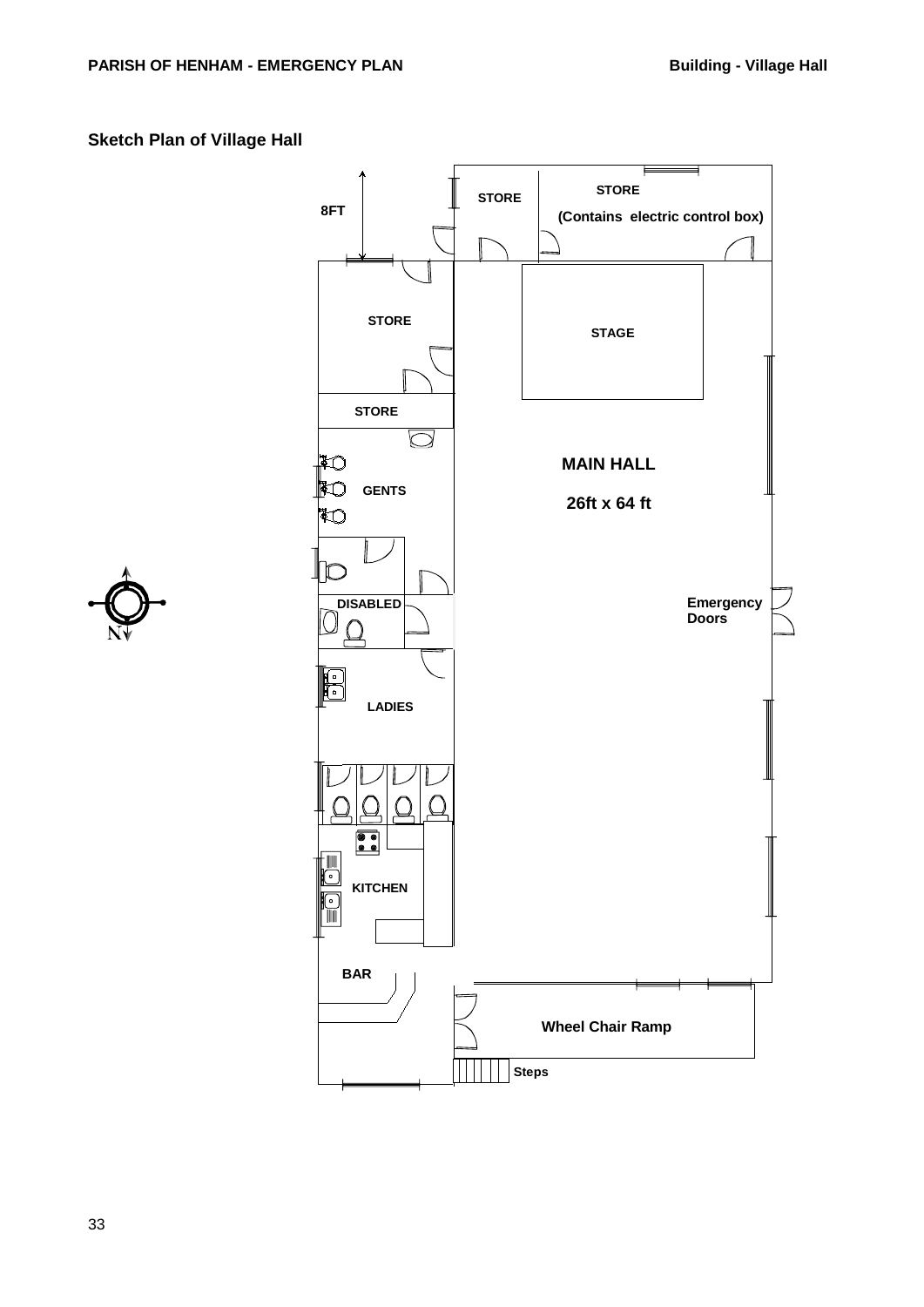## Sketch Plan of Village Hall

8FT

STORE

STORE

(Contains electric control box)

STORE

STAGE

STORE

MAIN HALL

26ft x 64 ft

GENTS

DISABLED

Emergency Doors

LADIES

KITCHEN

BAR

Wheel Chair Ramp

Steps

N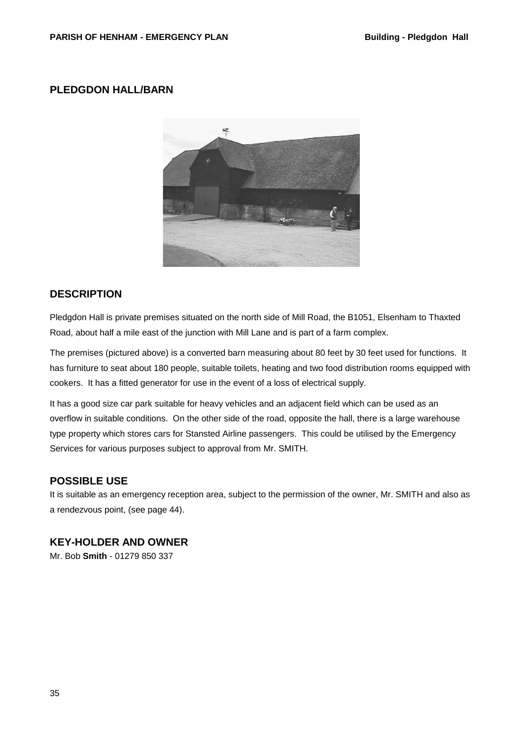## PLEDGDON HALL/BARN

## DESCRIPTION

Pledgdon Hall is private premises situated on the north side of Mill Road, the B1051, Elsenham to Thaxted Road, about half a mile east of the junction with Mill Lane and is part of a farm complex.

The premises (pictured above) is a converted barn measuring about 80 feet by 30 feet used for functions. It has furniture to seat about 180 people, suitable toilets, heating and two food distribution rooms equipped with cookers. It has a fitted generator for use in the event of a loss of electrical supply.

It has a good size car park suitable for heavy vehicles and an adjacent field which can be used as an overflow in suitable conditions. On the other side of the road, opposite the hall, there is a large warehouse type property which stores cars for Stansted Airline passengers. This could be utilised by the Emergency Services for various purposes subject to approval from Mr. SMITH.

## POSSIBLE USE

It is suitable as an emergency reception area, subject to the permission of the owner, Mr. SMITH and also as a rendezvous point, (see page 44).

## KEY-HOLDER AND OWNER

Mr. Bob **Smith** - 01279 850 337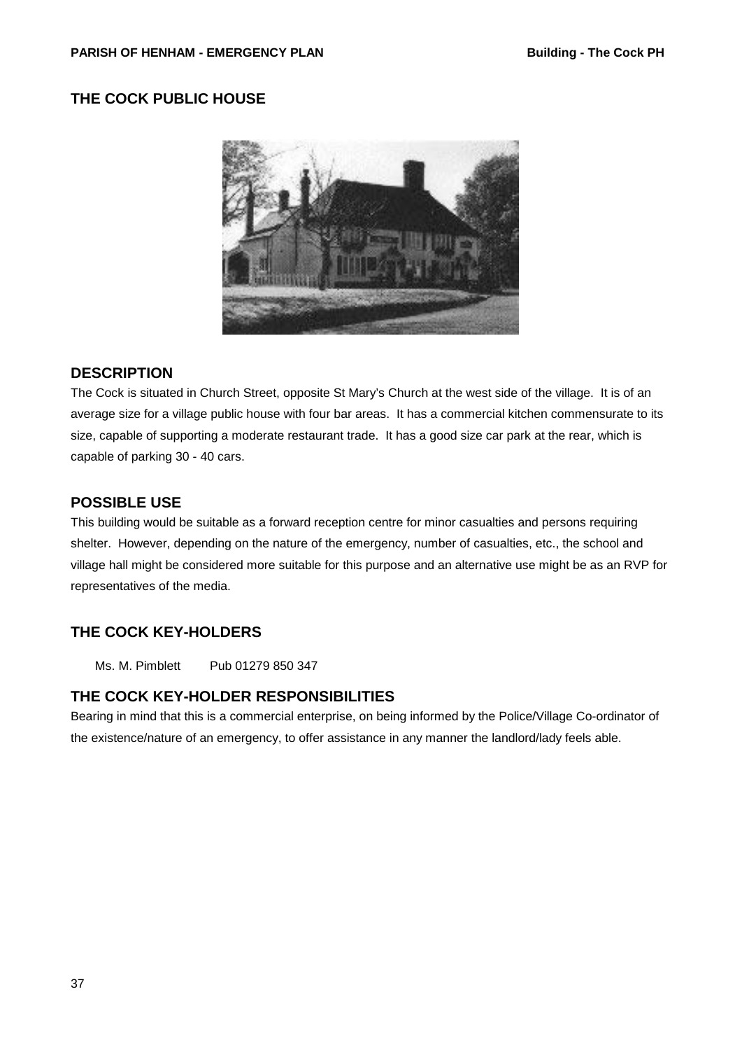## THE COCK PUBLIC HOUSE

### DESCRIPTION

The Cock is situated in Church Street, opposite St Mary's Church at the west side of the village. It is of an average size for a village public house with four bar areas. It has a commercial kitchen commensurate to its size, capable of supporting a moderate restaurant trade. It has a good size car park at the rear, which is capable of parking 30 - 40 cars.

### POSSIBLE USE

This building would be suitable as a forward reception centre for minor casualties and persons requiring shelter. However, depending on the nature of the emergency, number of casualties, etc., the school and village hall might be considered more suitable for this purpose and an alternative use might be as an RVP for representatives of the media.

### THE COCK KEY-HOLDERS

Ms. M. Pimblett Pub 01279 850 347

### THE COCK KEY-HOLDER RESPONSIBILITIES

Bearing in mind that this is a commercial enterprise, on being informed by the Police/Village Co-ordinator of the existence/nature of an emergency, to offer assistance in any manner the landlord/lady feels able.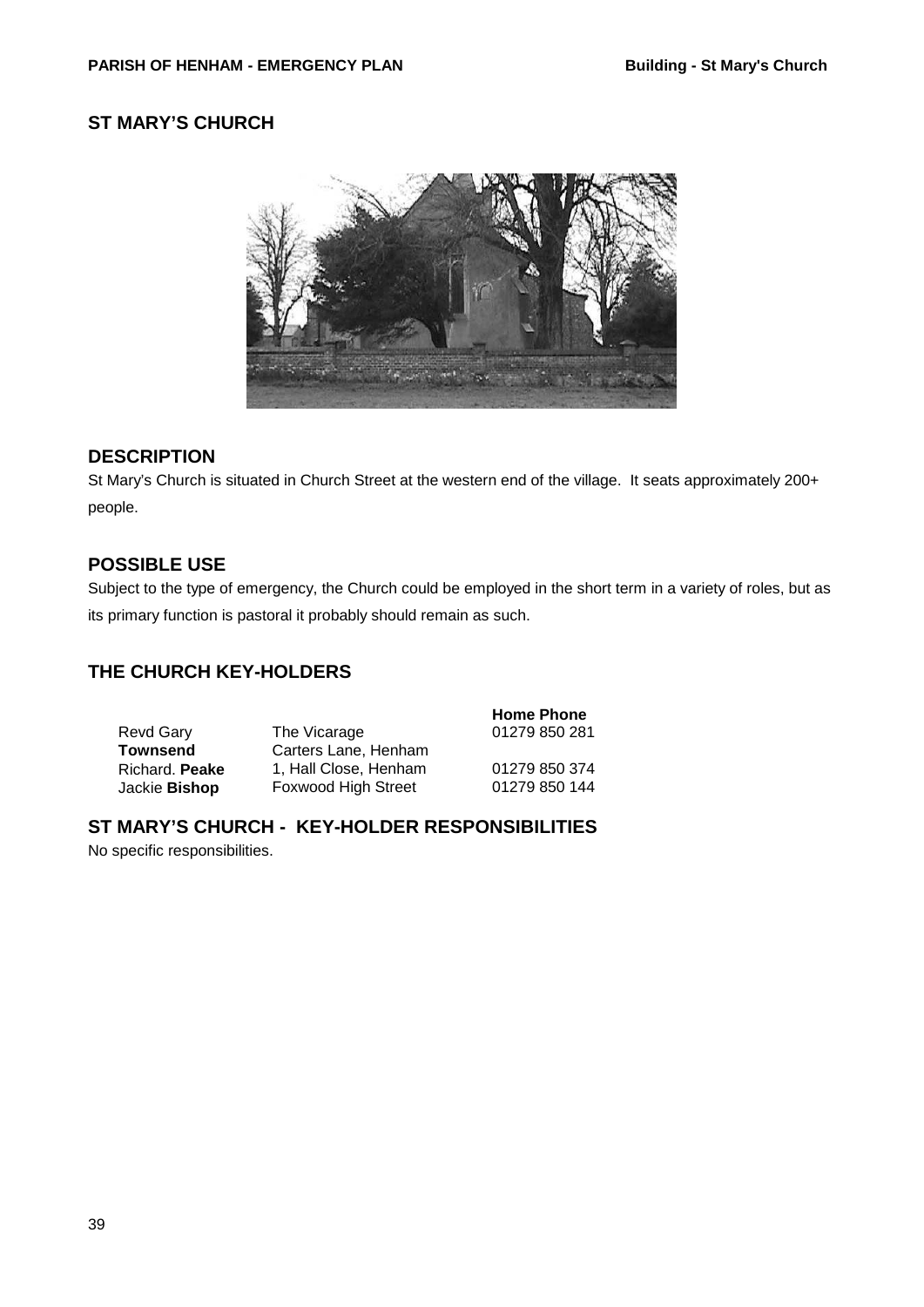## ST MARY'S CHURCH

### DESCRIPTION

St Mary's Church is situated in Church Street at the western end of the village. It seats approximately 200+ people.

### POSSIBLE USE

Subject to the type of emergency, the Church could be employed in the short term in a variety of roles, but as its primary function is pastoral it probably should remain as such.

### THE CHURCH KEY-HOLDERS

| | | Home Phone |
|---|---|---|
| Revd Gary **Townsend** | The Vicarage Carters Lane, Henham | 01279 850 281 |
| Richard. **Peake** | 1, Hall Close, Henham | 01279 850 374 |
| Jackie **Bishop** | Foxwood High Street | 01279 850 144 |

### ST MARY'S CHURCH - KEY-HOLDER RESPONSIBILITIES

No specific responsibilities.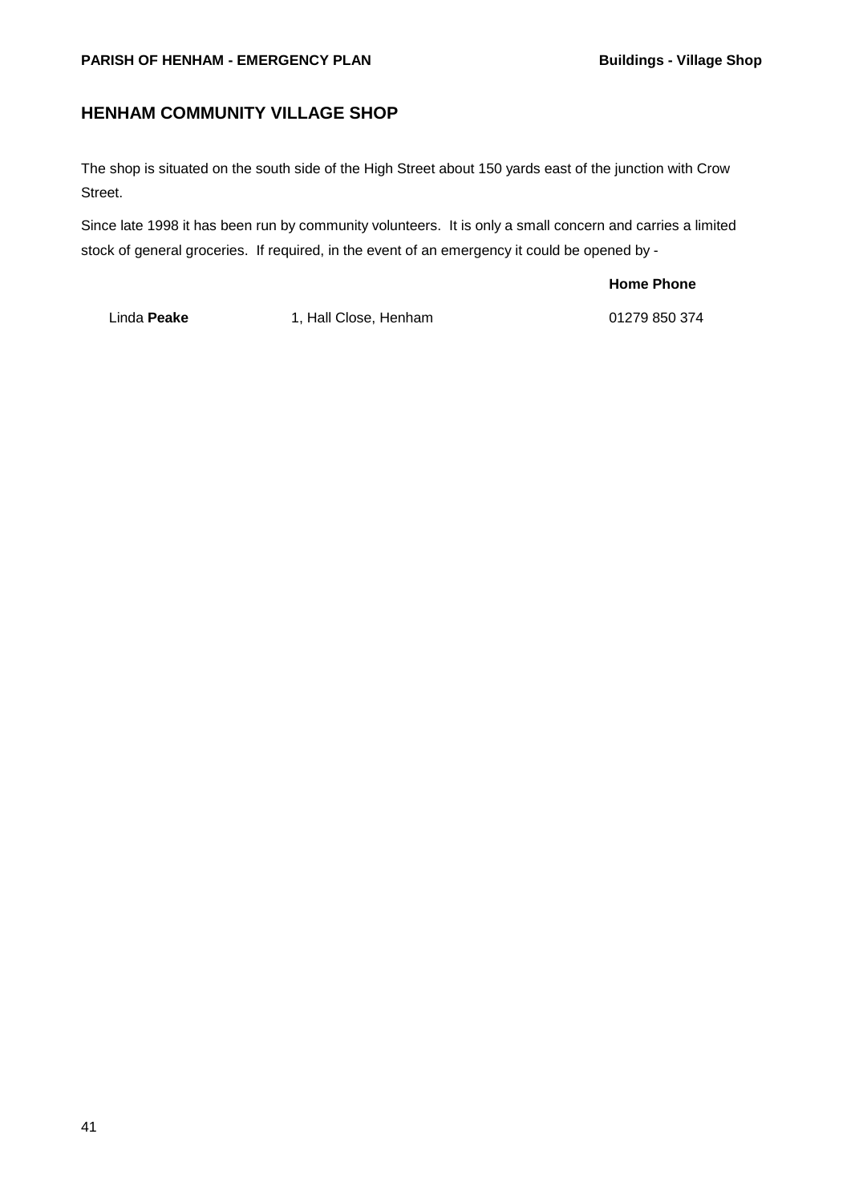## HENHAM COMMUNITY VILLAGE SHOP

The shop is situated on the south side of the High Street about 150 yards east of the junction with Crow Street.

Since late 1998 it has been run by community volunteers. It is only a small concern and carries a limited stock of general groceries. If required, in the event of an emergency it could be opened by -

| | | **Home Phone** |
|---|---|---|
| Linda **Peake** | 1, Hall Close, Henham | 01279 850 374 |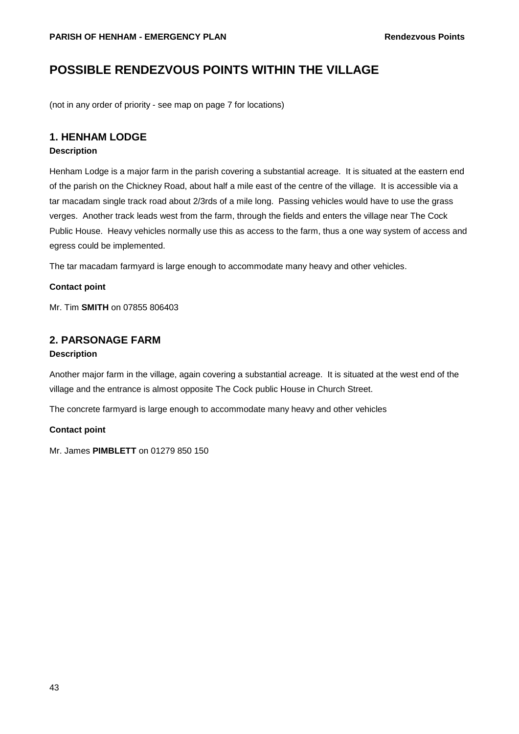# POSSIBLE RENDEZVOUS POINTS WITHIN THE VILLAGE

(not in any order of priority - see map on page 7 for locations)

## 1. HENHAM LODGE

**Description**

Henham Lodge is a major farm in the parish covering a substantial acreage. It is situated at the eastern end of the parish on the Chickney Road, about half a mile east of the centre of the village. It is accessible via a tar macadam single track road about 2/3rds of a mile long. Passing vehicles would have to use the grass verges. Another track leads west from the farm, through the fields and enters the village near The Cock Public House. Heavy vehicles normally use this as access to the farm, thus a one way system of access and egress could be implemented.

The tar macadam farmyard is large enough to accommodate many heavy and other vehicles.

**Contact point**

Mr. Tim **SMITH** on 07855 806403

## 2. PARSONAGE FARM

**Description**

Another major farm in the village, again covering a substantial acreage. It is situated at the west end of the village and the entrance is almost opposite The Cock public House in Church Street.

The concrete farmyard is large enough to accommodate many heavy and other vehicles

**Contact point**

Mr. James **PIMBLETT** on 01279 850 150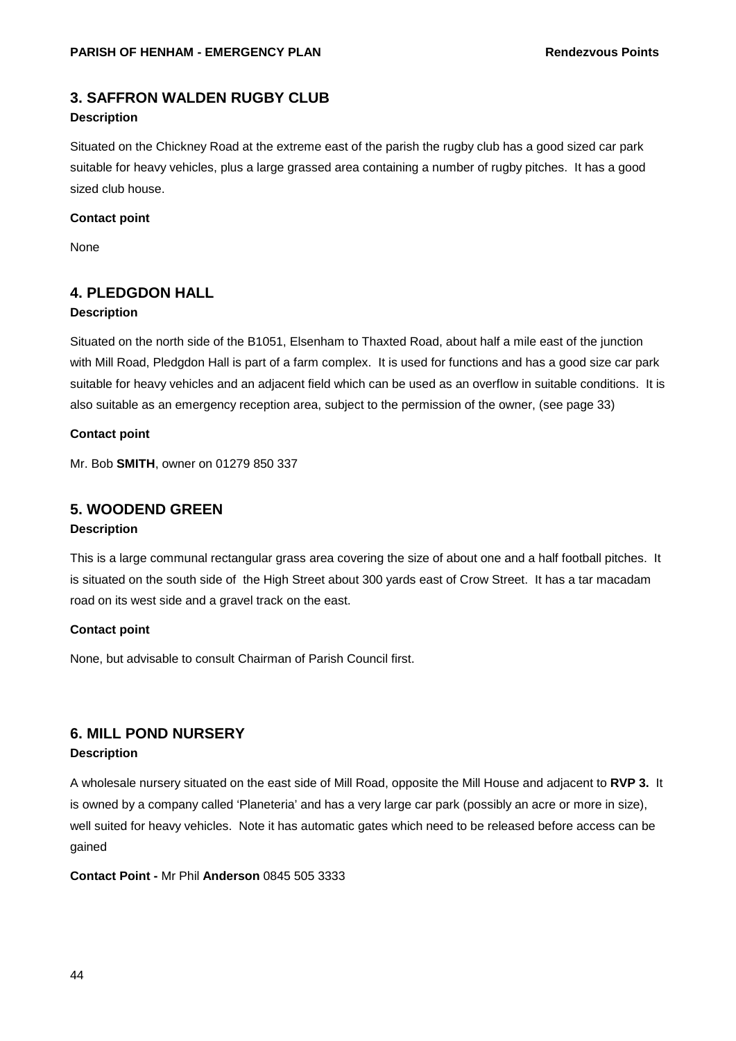## 3. SAFFRON WALDEN RUGBY CLUB

**Description**

Situated on the Chickney Road at the extreme east of the parish the rugby club has a good sized car park suitable for heavy vehicles, plus a large grassed area containing a number of rugby pitches. It has a good sized club house.

**Contact point**

None

## 4. PLEDGDON HALL

**Description**

Situated on the north side of the B1051, Elsenham to Thaxted Road, about half a mile east of the junction with Mill Road, Pledgdon Hall is part of a farm complex. It is used for functions and has a good size car park suitable for heavy vehicles and an adjacent field which can be used as an overflow in suitable conditions. It is also suitable as an emergency reception area, subject to the permission of the owner, (see page 33)

**Contact point**

Mr. Bob **SMITH**, owner on 01279 850 337

## 5. WOODEND GREEN

**Description**

This is a large communal rectangular grass area covering the size of about one and a half football pitches. It is situated on the south side of the High Street about 300 yards east of Crow Street. It has a tar macadam road on its west side and a gravel track on the east.

**Contact point**

None, but advisable to consult Chairman of Parish Council first.

## 6. MILL POND NURSERY

**Description**

A wholesale nursery situated on the east side of Mill Road, opposite the Mill House and adjacent to **RVP 3.** It is owned by a company called 'Planeteria' and has a very large car park (possibly an acre or more in size), well suited for heavy vehicles. Note it has automatic gates which need to be released before access can be gained

**Contact Point -** Mr Phil **Anderson** 0845 505 3333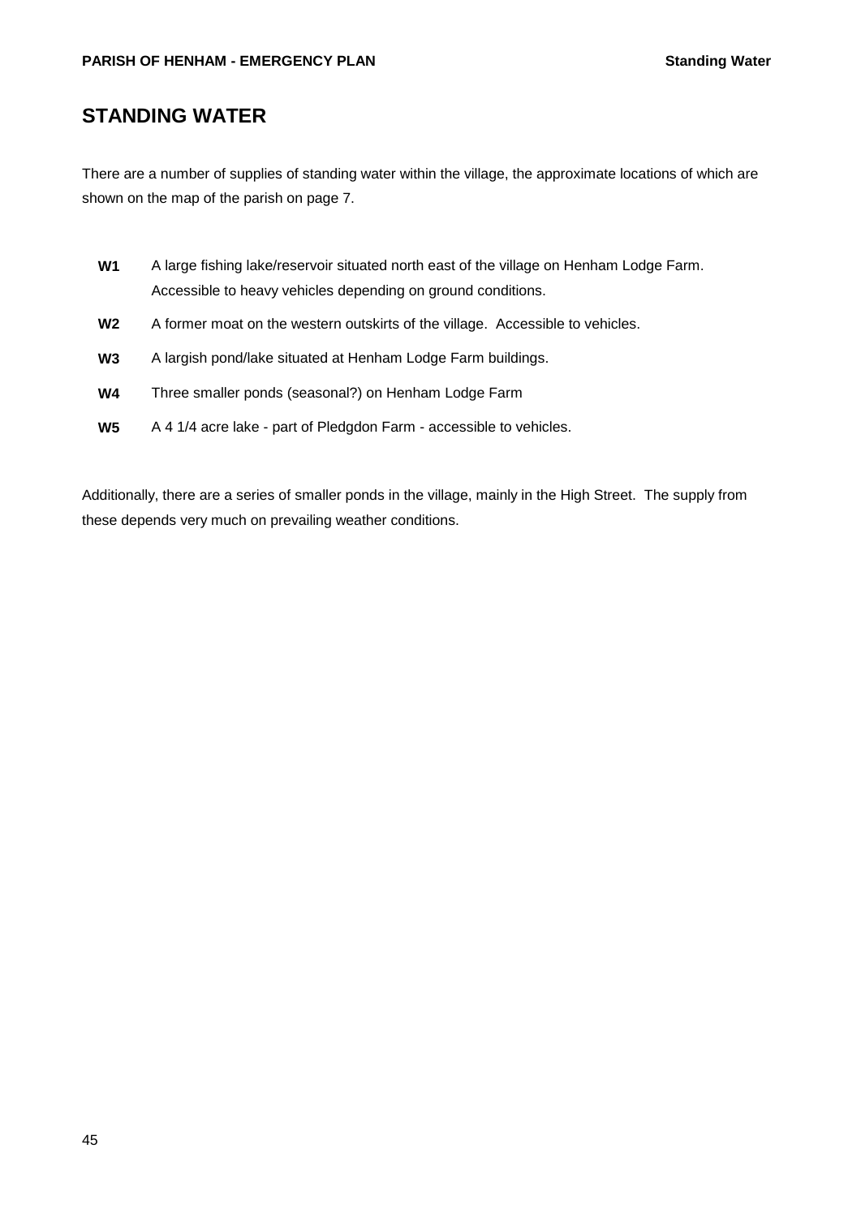## STANDING WATER

There are a number of supplies of standing water within the village, the approximate locations of which are shown on the map of the parish on page 7.

**W1** A large fishing lake/reservoir situated north east of the village on Henham Lodge Farm. Accessible to heavy vehicles depending on ground conditions.

**W2** A former moat on the western outskirts of the village. Accessible to vehicles.

**W3** A largish pond/lake situated at Henham Lodge Farm buildings.

**W4** Three smaller ponds (seasonal?) on Henham Lodge Farm

**W5** A 4 1/4 acre lake - part of Pledgdon Farm - accessible to vehicles.

Additionally, there are a series of smaller ponds in the village, mainly in the High Street. The supply from these depends very much on prevailing weather conditions.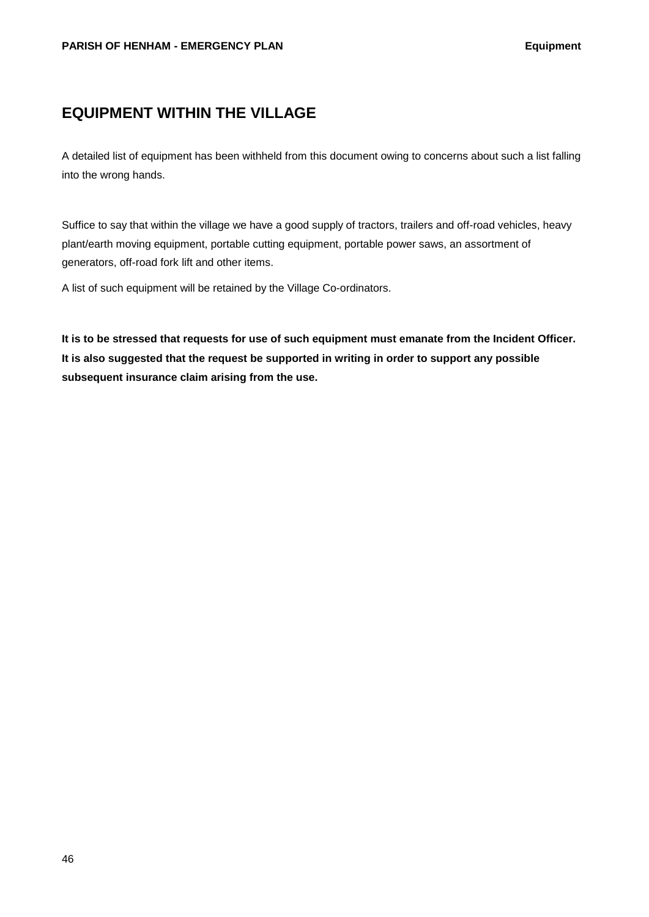# EQUIPMENT WITHIN THE VILLAGE

A detailed list of equipment has been withheld from this document owing to concerns about such a list falling into the wrong hands.

Suffice to say that within the village we have a good supply of tractors, trailers and off-road vehicles, heavy plant/earth moving equipment, portable cutting equipment, portable power saws, an assortment of generators, off-road fork lift and other items.

A list of such equipment will be retained by the Village Co-ordinators.

**It is to be stressed that requests for use of such equipment must emanate from the Incident Officer. It is also suggested that the request be supported in writing in order to support any possible subsequent insurance claim arising from the use.**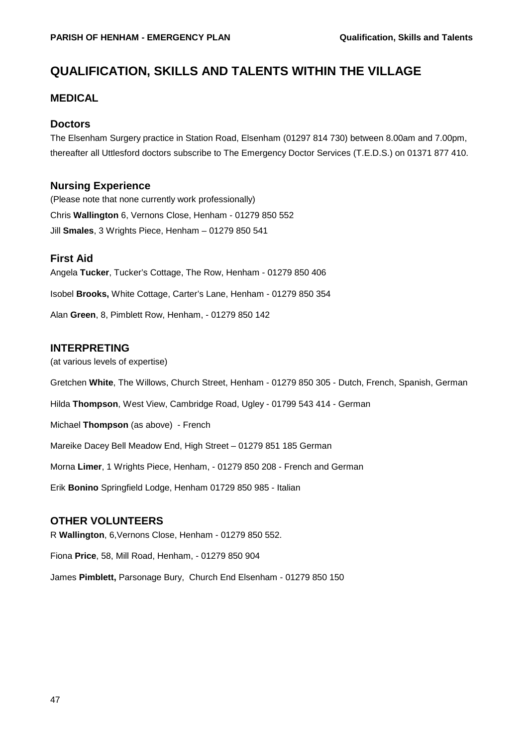# QUALIFICATION, SKILLS AND TALENTS WITHIN THE VILLAGE

## MEDICAL

### Doctors

The Elsenham Surgery practice in Station Road, Elsenham (01297 814 730) between 8.00am and 7.00pm, thereafter all Uttlesford doctors subscribe to The Emergency Doctor Services (T.E.D.S.) on 01371 877 410.

### Nursing Experience

(Please note that none currently work professionally)

Chris **Wallington** 6, Vernons Close, Henham - 01279 850 552

Jill **Smales**, 3 Wrights Piece, Henham – 01279 850 541

### First Aid

Angela **Tucker**, Tucker's Cottage, The Row, Henham - 01279 850 406

Isobel **Brooks,** White Cottage, Carter's Lane, Henham - 01279 850 354

Alan **Green**, 8, Pimblett Row, Henham, - 01279 850 142

## INTERPRETING

(at various levels of expertise)

Gretchen **White**, The Willows, Church Street, Henham - 01279 850 305 - Dutch, French, Spanish, German

Hilda **Thompson**, West View, Cambridge Road, Ugley - 01799 543 414 - German

Michael **Thompson** (as above) - French

Mareike Dacey Bell Meadow End, High Street – 01279 851 185 German

Morna **Limer**, 1 Wrights Piece, Henham, - 01279 850 208 - French and German

Erik **Bonino** Springfield Lodge, Henham 01729 850 985 - Italian

## OTHER VOLUNTEERS

R **Wallington**, 6,Vernons Close, Henham - 01279 850 552.

Fiona **Price**, 58, Mill Road, Henham, - 01279 850 904

James **Pimblett,** Parsonage Bury, Church End Elsenham - 01279 850 150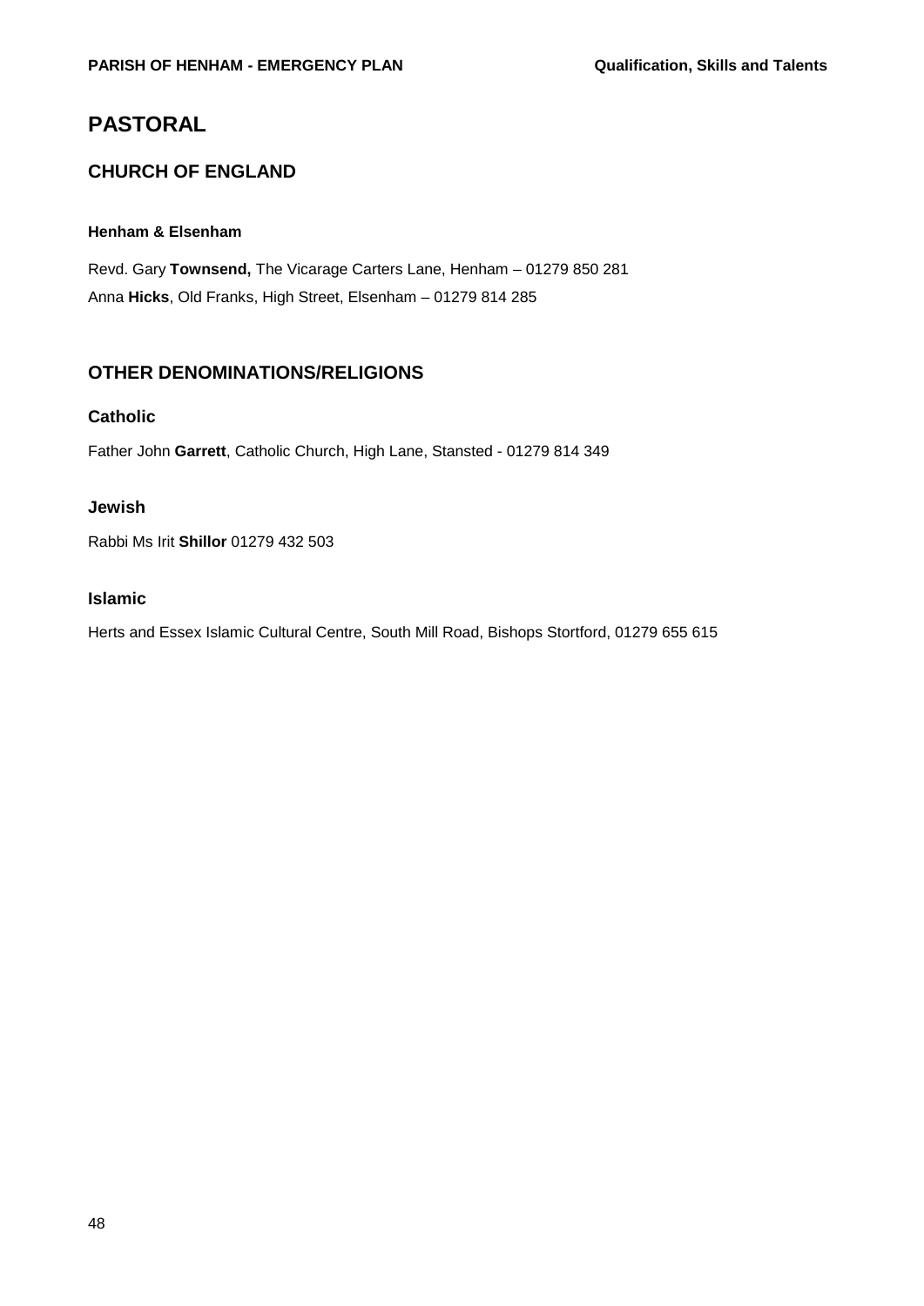# PASTORAL

## CHURCH OF ENGLAND

#### Henham & Elsenham

Revd. Gary **Townsend,** The Vicarage Carters Lane, Henham – 01279 850 281
Anna **Hicks**, Old Franks, High Street, Elsenham – 01279 814 285

## OTHER DENOMINATIONS/RELIGIONS

### Catholic

Father John **Garrett**, Catholic Church, High Lane, Stansted - 01279 814 349

### Jewish

Rabbi Ms Irit **Shillor** 01279 432 503

### Islamic

Herts and Essex Islamic Cultural Centre, South Mill Road, Bishops Stortford, 01279 655 615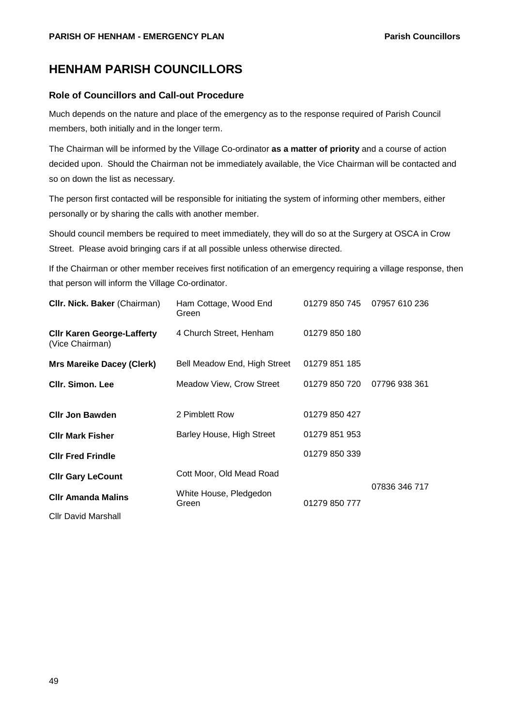## HENHAM PARISH COUNCILLORS

### Role of Councillors and Call-out Procedure

Much depends on the nature and place of the emergency as to the response required of Parish Council members, both initially and in the longer term.

The Chairman will be informed by the Village Co-ordinator **as a matter of priority** and a course of action decided upon. Should the Chairman not be immediately available, the Vice Chairman will be contacted and so on down the list as necessary.

The person first contacted will be responsible for initiating the system of informing other members, either personally or by sharing the calls with another member.

Should council members be required to meet immediately, they will do so at the Surgery at OSCA in Crow Street. Please avoid bringing cars if at all possible unless otherwise directed.

If the Chairman or other member receives first notification of an emergency requiring a village response, then that person will inform the Village Co-ordinator.

| | | | |
|---|---|---|---|
| **Cllr. Nick. Baker** (Chairman) | Ham Cottage, Wood End Green | 01279 850 745 | 07957 610 236 |
| **Cllr Karen George-Lafferty** (Vice Chairman) | 4 Church Street, Henham | 01279 850 180 | |
| **Mrs Mareike Dacey (Clerk)** | Bell Meadow End, High Street | 01279 851 185 | |
| **Cllr. Simon. Lee** | Meadow View, Crow Street | 01279 850 720 | 07796 938 361 |
| **Cllr Jon Bawden** | 2 Pimblett Row | 01279 850 427 | |
| **Cllr Mark Fisher** | Barley House, High Street | 01279 851 953 | |
| **Cllr Fred Frindle** | | 01279 850 339 | |
| **Cllr Gary LeCount** | Cott Moor, Old Mead Road | | 07836 346 717 |
| **Cllr Amanda Malins** | White House, Pledgedon Green | 01279 850 777 | |
| Cllr David Marshall | | | |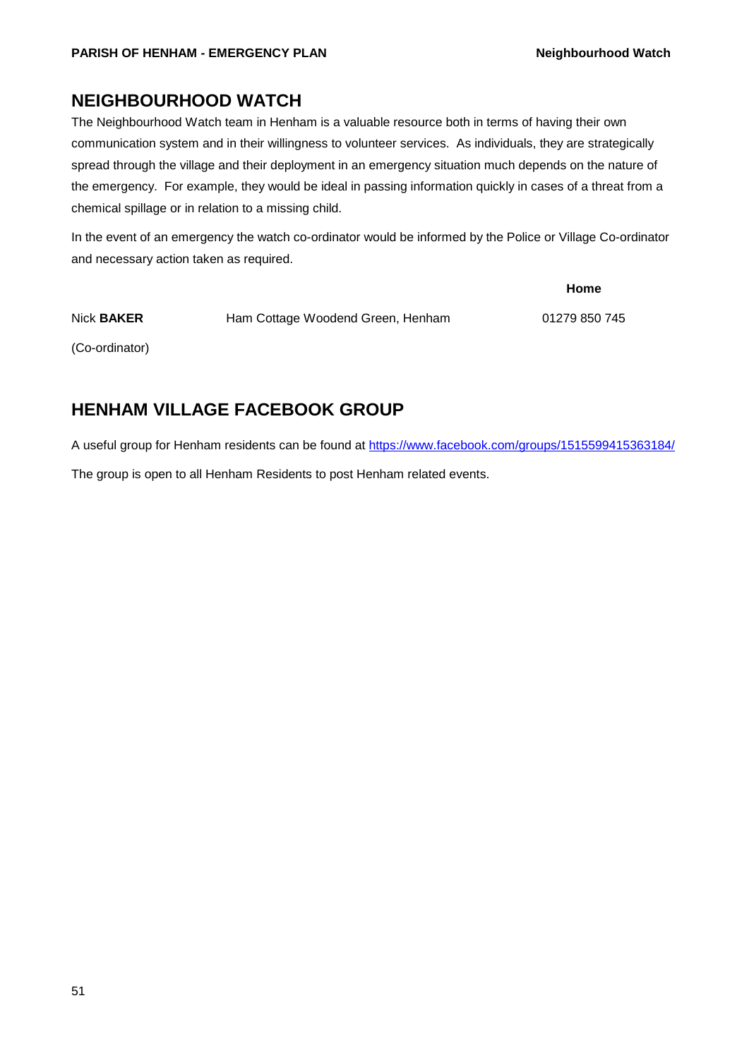## NEIGHBOURHOOD WATCH

The Neighbourhood Watch team in Henham is a valuable resource both in terms of having their own communication system and in their willingness to volunteer services. As individuals, they are strategically spread through the village and their deployment in an emergency situation much depends on the nature of the emergency. For example, they would be ideal in passing information quickly in cases of a threat from a chemical spillage or in relation to a missing child.

In the event of an emergency the watch co-ordinator would be informed by the Police or Village Co-ordinator and necessary action taken as required.

| | | **Home** |
|---|---|---|
| Nick **BAKER** (Co-ordinator) | Ham Cottage Woodend Green, Henham | 01279 850 745 |

## HENHAM VILLAGE FACEBOOK GROUP

A useful group for Henham residents can be found at https://www.facebook.com/groups/1515599415363184/

The group is open to all Henham Residents to post Henham related events.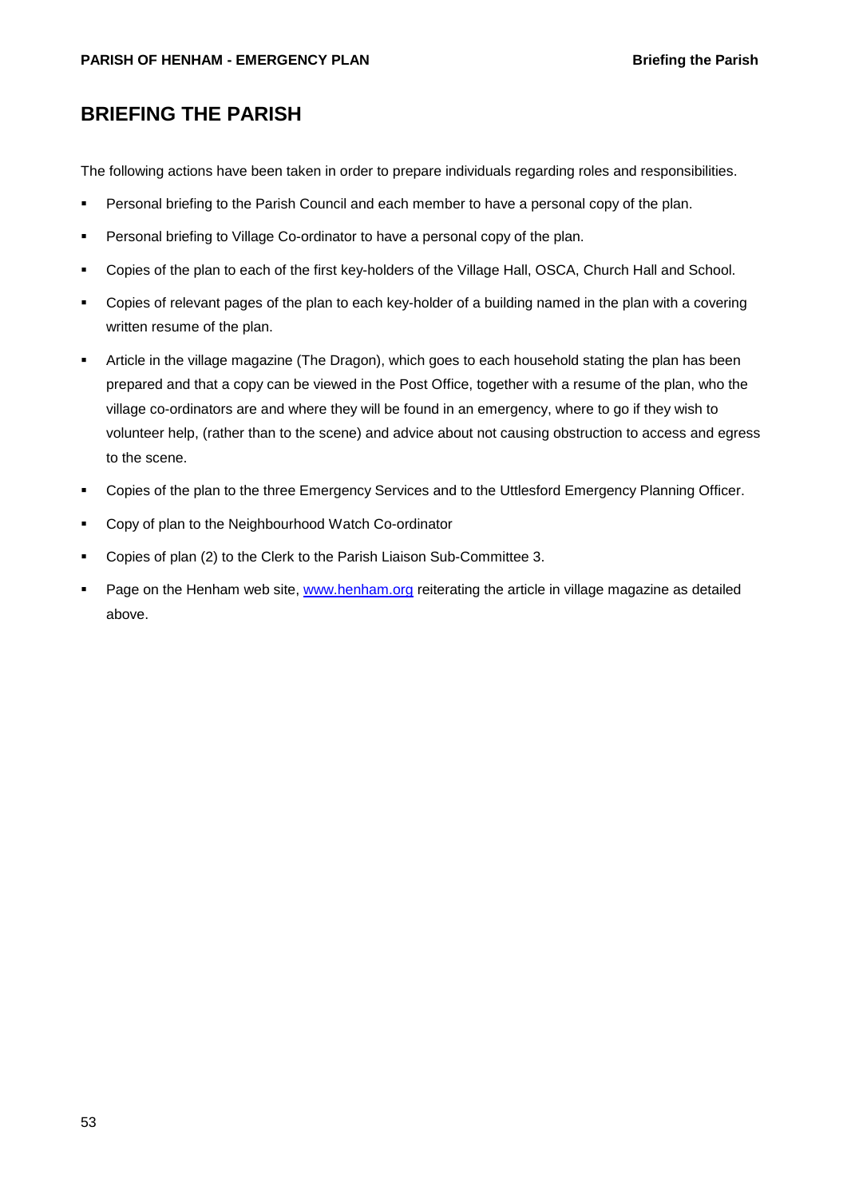# BRIEFING THE PARISH

The following actions have been taken in order to prepare individuals regarding roles and responsibilities.

- Personal briefing to the Parish Council and each member to have a personal copy of the plan.
- Personal briefing to Village Co-ordinator to have a personal copy of the plan.
- Copies of the plan to each of the first key-holders of the Village Hall, OSCA, Church Hall and School.
- Copies of relevant pages of the plan to each key-holder of a building named in the plan with a covering written resume of the plan.
- Article in the village magazine (The Dragon), which goes to each household stating the plan has been prepared and that a copy can be viewed in the Post Office, together with a resume of the plan, who the village co-ordinators are and where they will be found in an emergency, where to go if they wish to volunteer help, (rather than to the scene) and advice about not causing obstruction to access and egress to the scene.
- Copies of the plan to the three Emergency Services and to the Uttlesford Emergency Planning Officer.
- Copy of plan to the Neighbourhood Watch Co-ordinator
- Copies of plan (2) to the Clerk to the Parish Liaison Sub-Committee 3.
- Page on the Henham web site, [www.henham.org](http://www.henham.org) reiterating the article in village magazine as detailed above.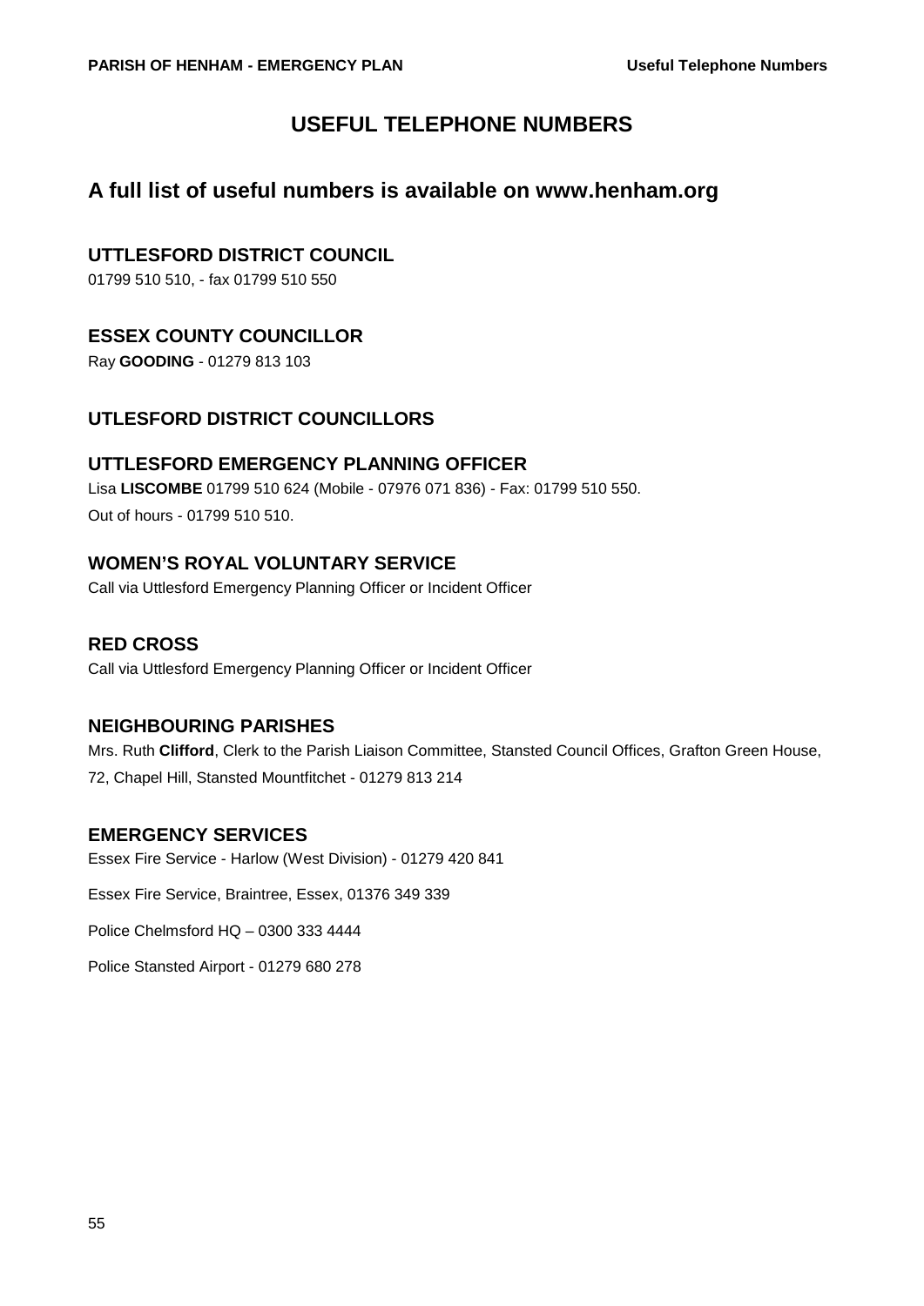# USEFUL TELEPHONE NUMBERS

## A full list of useful numbers is available on www.henham.org

### UTTLESFORD DISTRICT COUNCIL

01799 510 510, - fax 01799 510 550

### ESSEX COUNTY COUNCILLOR

Ray **GOODING** - 01279 813 103

### UTLESFORD DISTRICT COUNCILLORS

### UTTLESFORD EMERGENCY PLANNING OFFICER

Lisa **LISCOMBE** 01799 510 624 (Mobile - 07976 071 836) - Fax: 01799 510 550.

Out of hours - 01799 510 510.

### WOMEN'S ROYAL VOLUNTARY SERVICE

Call via Uttlesford Emergency Planning Officer or Incident Officer

### RED CROSS

Call via Uttlesford Emergency Planning Officer or Incident Officer

### NEIGHBOURING PARISHES

Mrs. Ruth **Clifford**, Clerk to the Parish Liaison Committee, Stansted Council Offices, Grafton Green House, 72, Chapel Hill, Stansted Mountfitchet - 01279 813 214

### EMERGENCY SERVICES

Essex Fire Service - Harlow (West Division) - 01279 420 841

Essex Fire Service, Braintree, Essex, 01376 349 339

Police Chelmsford HQ – 0300 333 4444

Police Stansted Airport - 01279 680 278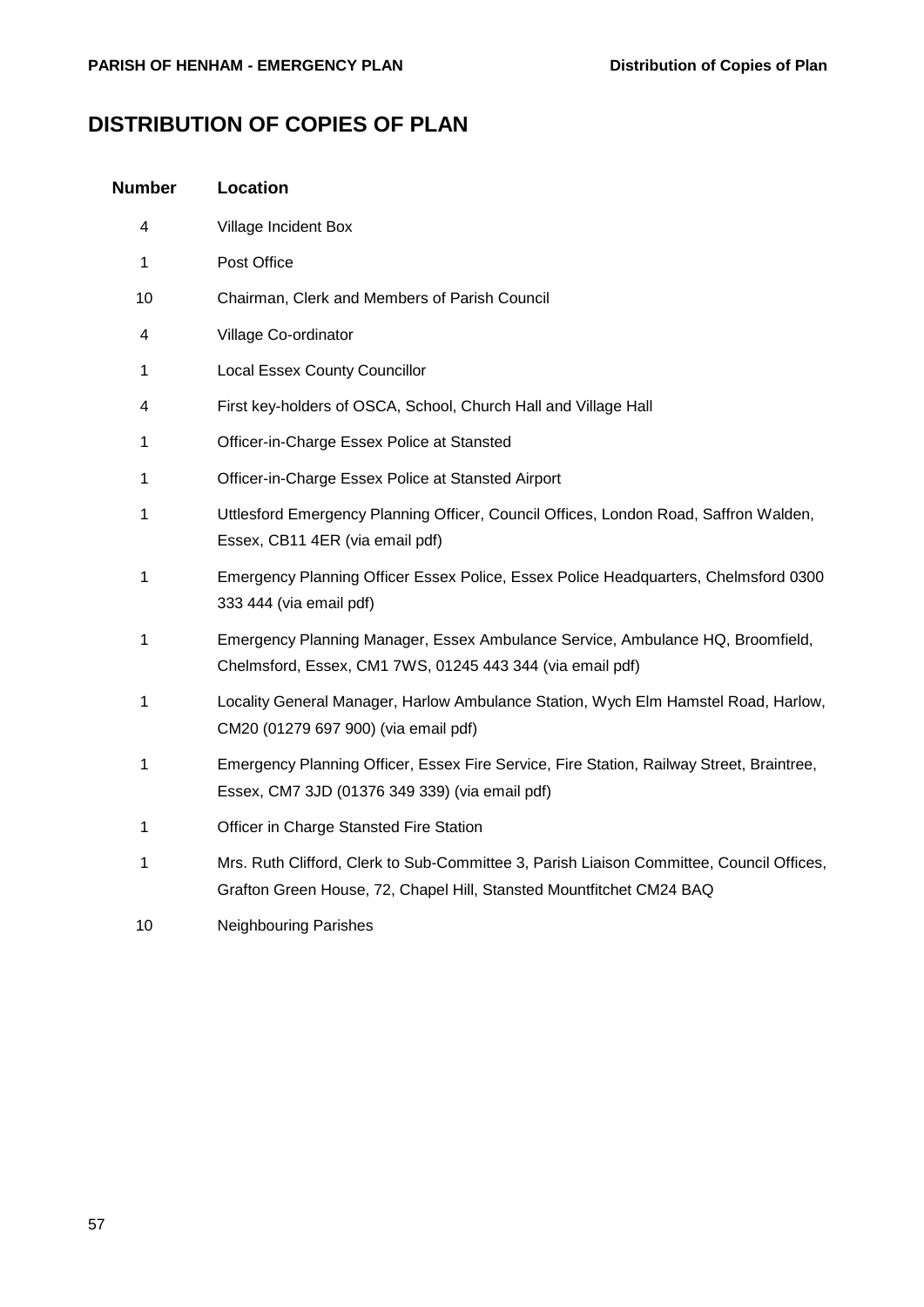# DISTRIBUTION OF COPIES OF PLAN

| Number | Location |
| --- | --- |
| 4 | Village Incident Box |
| 1 | Post Office |
| 10 | Chairman, Clerk and Members of Parish Council |
| 4 | Village Co-ordinator |
| 1 | Local Essex County Councillor |
| 4 | First key-holders of OSCA, School, Church Hall and Village Hall |
| 1 | Officer-in-Charge Essex Police at Stansted |
| 1 | Officer-in-Charge Essex Police at Stansted Airport |
| 1 | Uttlesford Emergency Planning Officer, Council Offices, London Road, Saffron Walden, Essex, CB11 4ER (via email pdf) |
| 1 | Emergency Planning Officer Essex Police, Essex Police Headquarters, Chelmsford 0300 333 444 (via email pdf) |
| 1 | Emergency Planning Manager, Essex Ambulance Service, Ambulance HQ, Broomfield, Chelmsford, Essex, CM1 7WS, 01245 443 344 (via email pdf) |
| 1 | Locality General Manager, Harlow Ambulance Station, Wych Elm Hamstel Road, Harlow, CM20 (01279 697 900) (via email pdf) |
| 1 | Emergency Planning Officer, Essex Fire Service, Fire Station, Railway Street, Braintree, Essex, CM7 3JD (01376 349 339) (via email pdf) |
| 1 | Officer in Charge Stansted Fire Station |
| 1 | Mrs. Ruth Clifford, Clerk to Sub-Committee 3, Parish Liaison Committee, Council Offices, Grafton Green House, 72, Chapel Hill, Stansted Mountfitchet CM24 BAQ |
| 10 | Neighbouring Parishes |